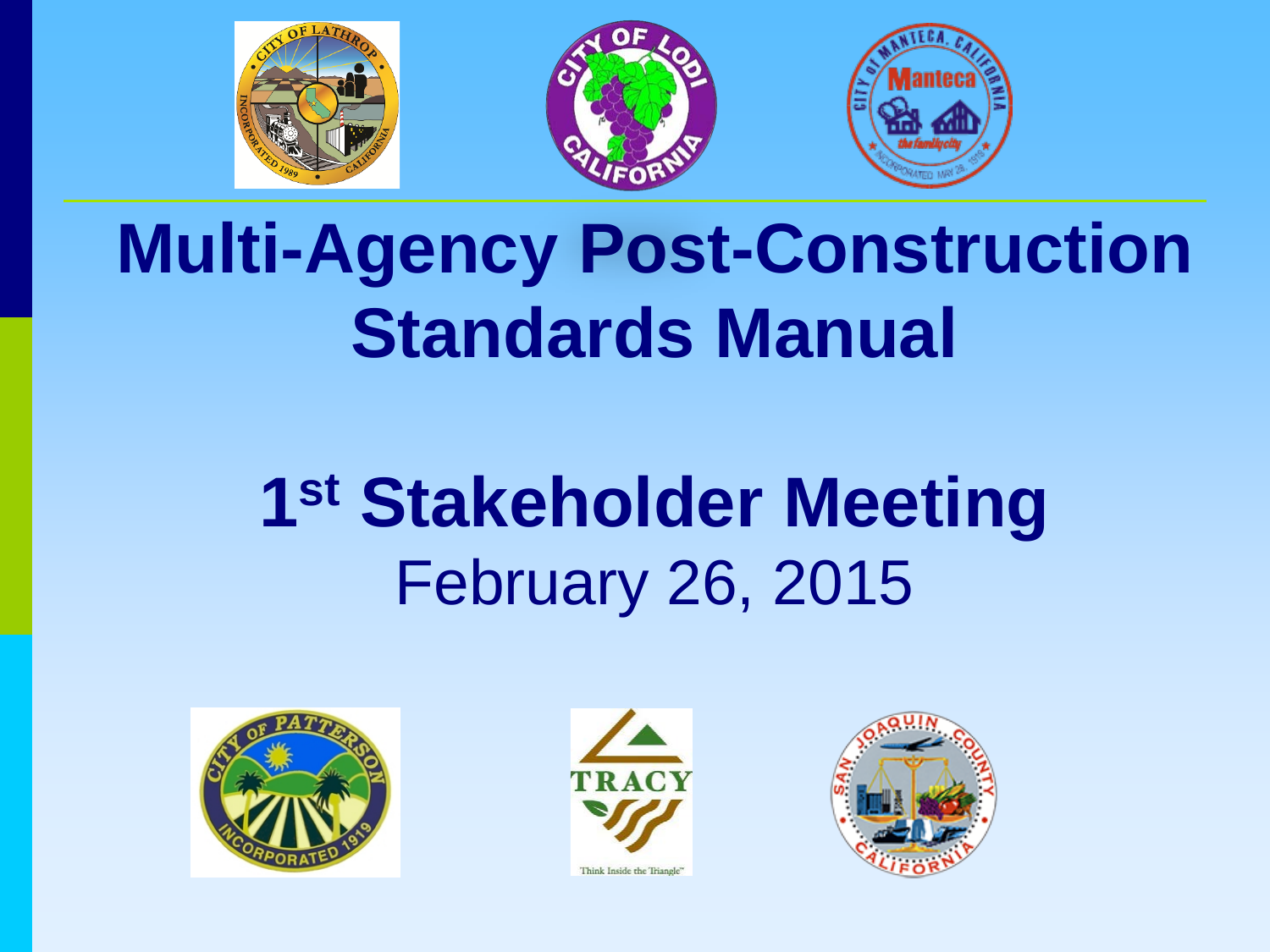# Multi-Agency Post-Construction Standards Manual

## 1st Stakeholder Meeting

February 26, 2015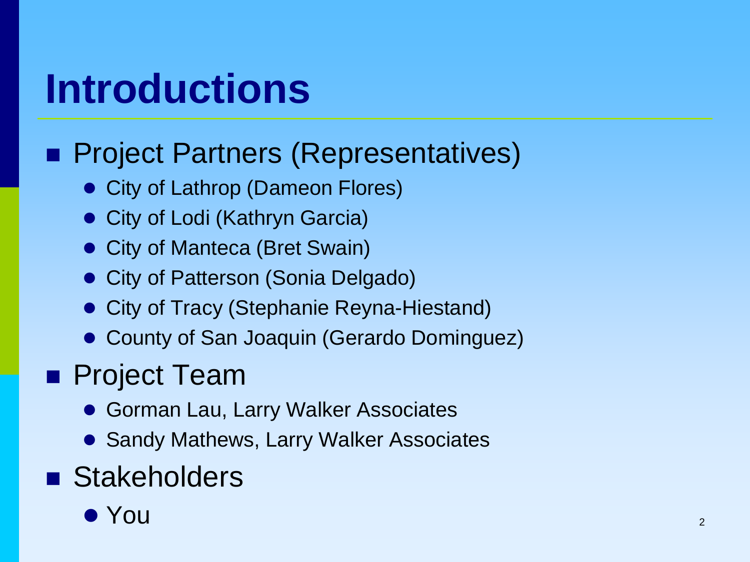# Introductions

- Project Partners (Representatives)
  - City of Lathrop (Dameon Flores)
  - City of Lodi (Kathryn Garcia)
  - City of Manteca (Bret Swain)
  - City of Patterson (Sonia Delgado)
  - City of Tracy (Stephanie Reyna-Hiestand)
  - County of San Joaquin (Gerardo Dominguez)
- Project Team
  - Gorman Lau, Larry Walker Associates
  - Sandy Mathews, Larry Walker Associates
- Stakeholders
  - You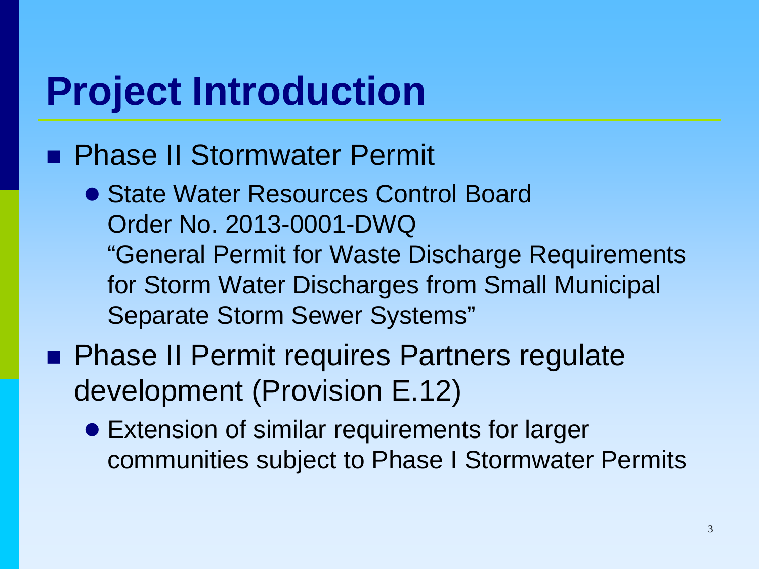# Project Introduction

- Phase II Stormwater Permit
  - State Water Resources Control Board
    Order No. 2013-0001-DWQ
    "General Permit for Waste Discharge Requirements for Storm Water Discharges from Small Municipal Separate Storm Sewer Systems"
- Phase II Permit requires Partners regulate development (Provision E.12)
  - Extension of similar requirements for larger communities subject to Phase I Stormwater Permits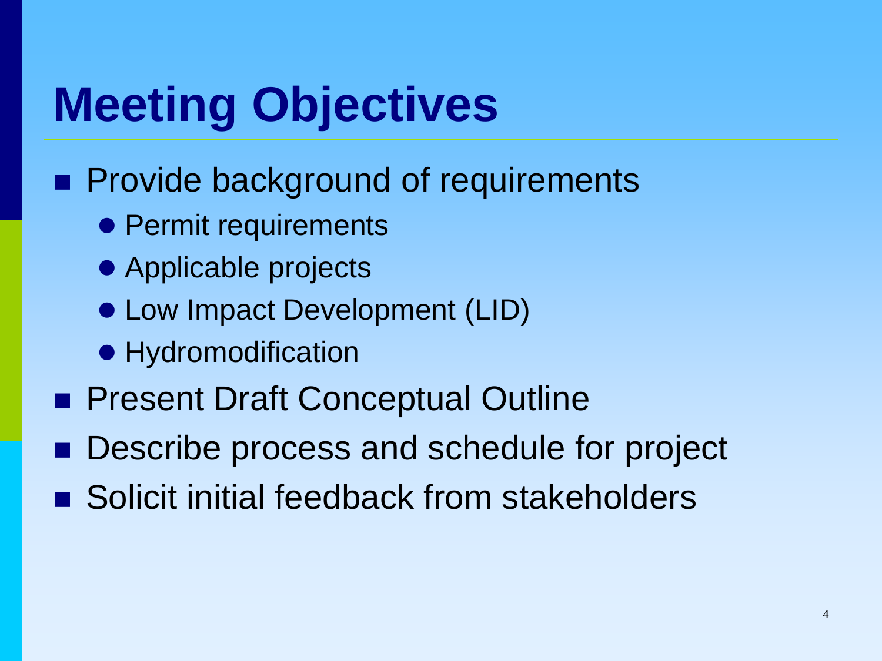# Meeting Objectives

- Provide background of requirements
  - Permit requirements
  - Applicable projects
  - Low Impact Development (LID)
  - Hydromodification
- Present Draft Conceptual Outline
- Describe process and schedule for project
- Solicit initial feedback from stakeholders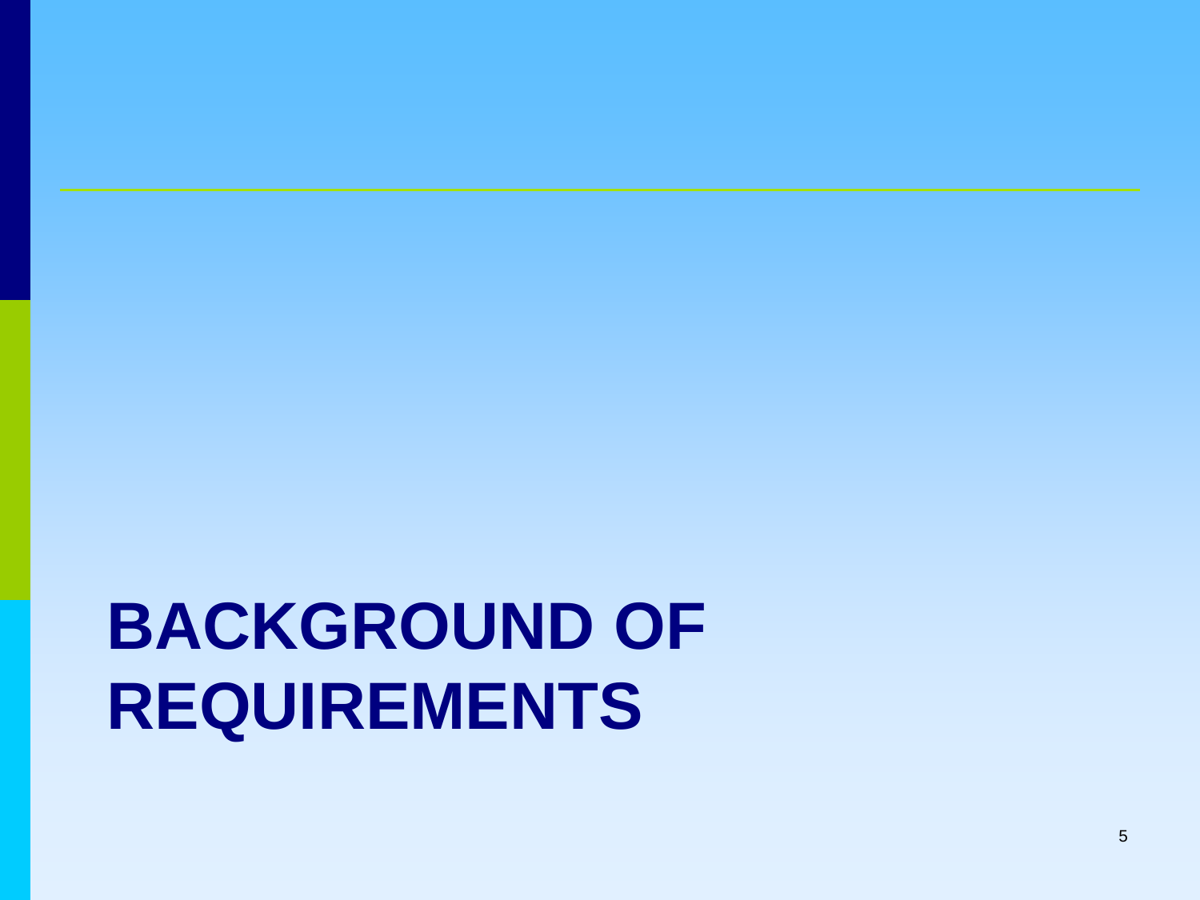# BACKGROUND OF REQUIREMENTS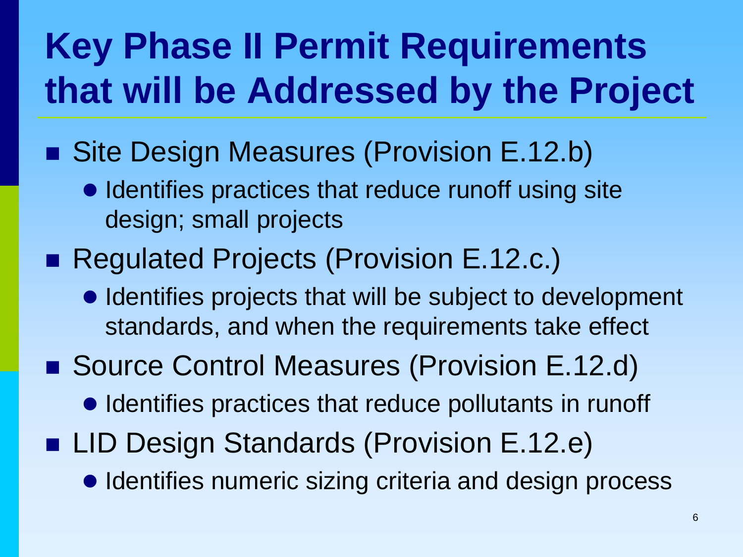# Key Phase II Permit Requirements that will be Addressed by the Project

- Site Design Measures (Provision E.12.b)
  - Identifies practices that reduce runoff using site design; small projects
- Regulated Projects (Provision E.12.c.)
  - Identifies projects that will be subject to development standards, and when the requirements take effect
- Source Control Measures (Provision E.12.d)
  - Identifies practices that reduce pollutants in runoff
- LID Design Standards (Provision E.12.e)
  - Identifies numeric sizing criteria and design process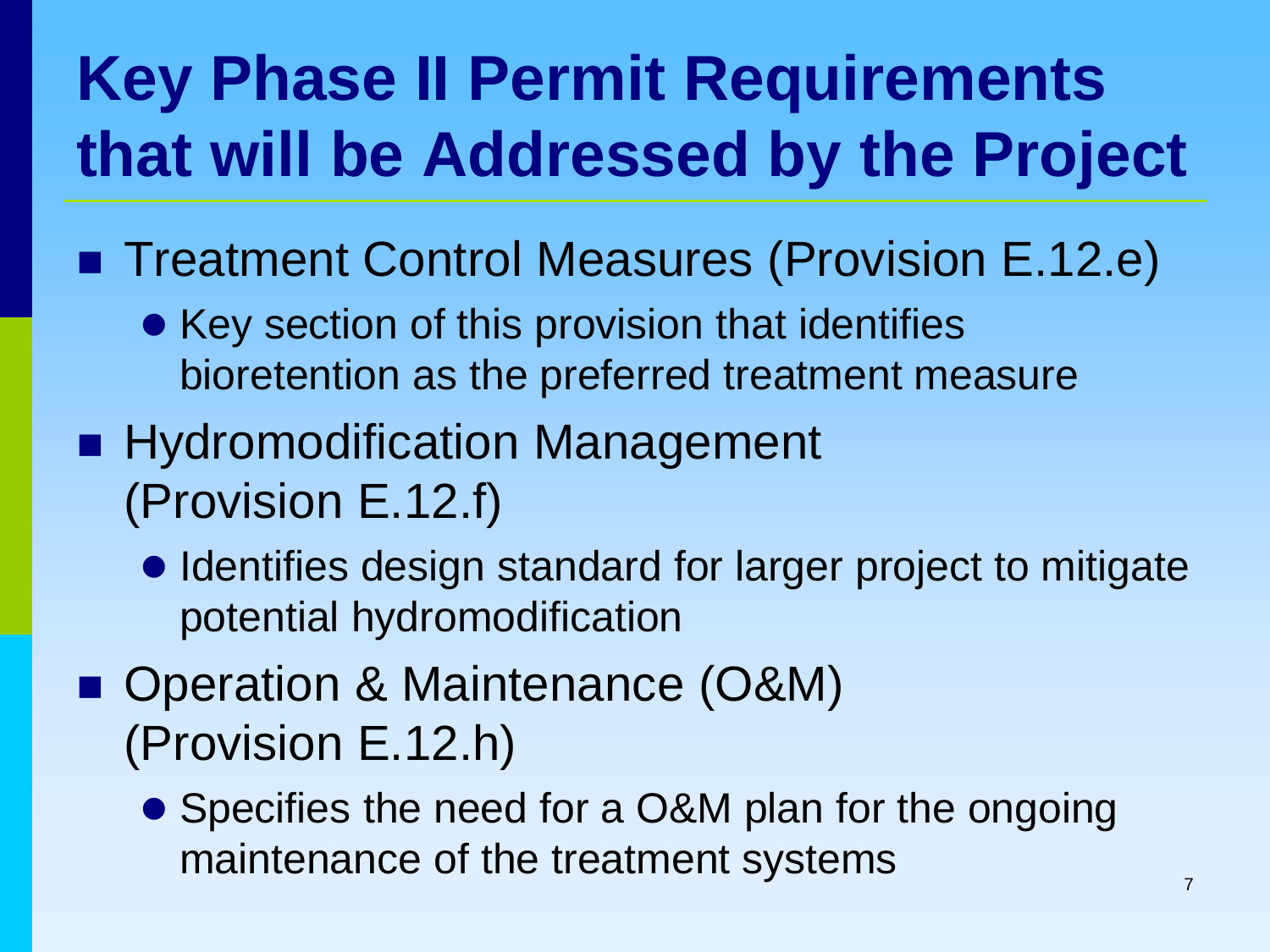# Key Phase II Permit Requirements that will be Addressed by the Project

- Treatment Control Measures (Provision E.12.e)
  - Key section of this provision that identifies bioretention as the preferred treatment measure
- Hydromodification Management (Provision E.12.f)
  - Identifies design standard for larger project to mitigate potential hydromodification
- Operation & Maintenance (O&M) (Provision E.12.h)
  - Specifies the need for a O&M plan for the ongoing maintenance of the treatment systems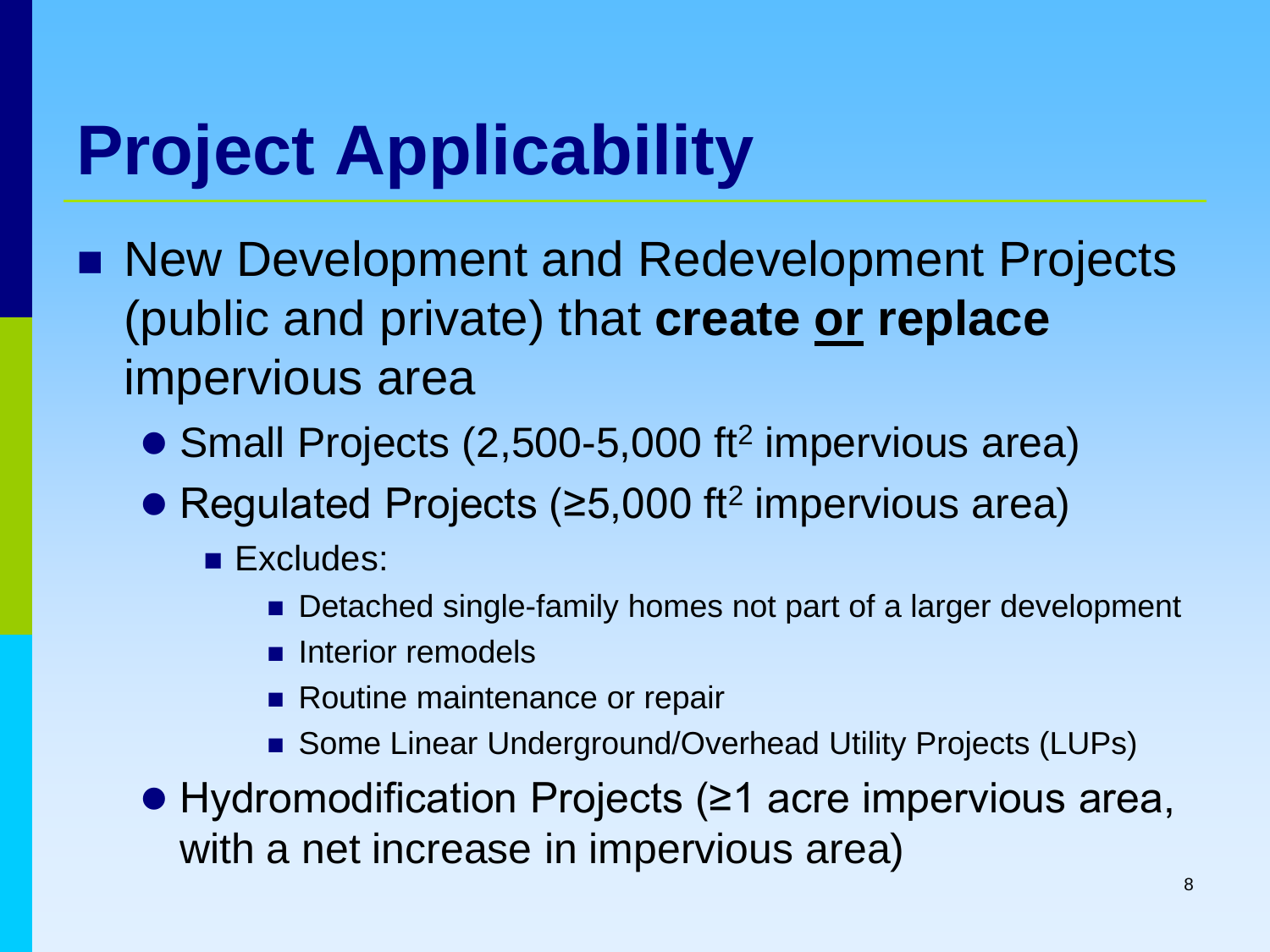# Project Applicability

- New Development and Redevelopment Projects (public and private) that **create <u>or</u> replace** impervious area
  - Small Projects (2,500-5,000 $ft^2$ impervious area)
  - Regulated Projects (≥5,000 $ft^2$ impervious area)
    - Excludes:
      - Detached single-family homes not part of a larger development
      - Interior remodels
      - Routine maintenance or repair
      - Some Linear Underground/Overhead Utility Projects (LUPs)
  - Hydromodification Projects (≥1 acre impervious area, with a net increase in impervious area)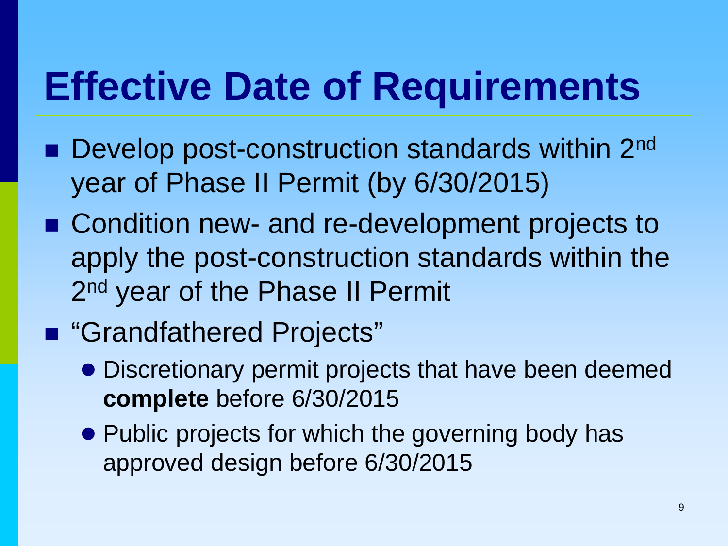# Effective Date of Requirements

- Develop post-construction standards within 2nd year of Phase II Permit (by 6/30/2015)
- Condition new- and re-development projects to apply the post-construction standards within the 2nd year of the Phase II Permit
- "Grandfathered Projects"
  - Discretionary permit projects that have been deemed **complete** before 6/30/2015
  - Public projects for which the governing body has approved design before 6/30/2015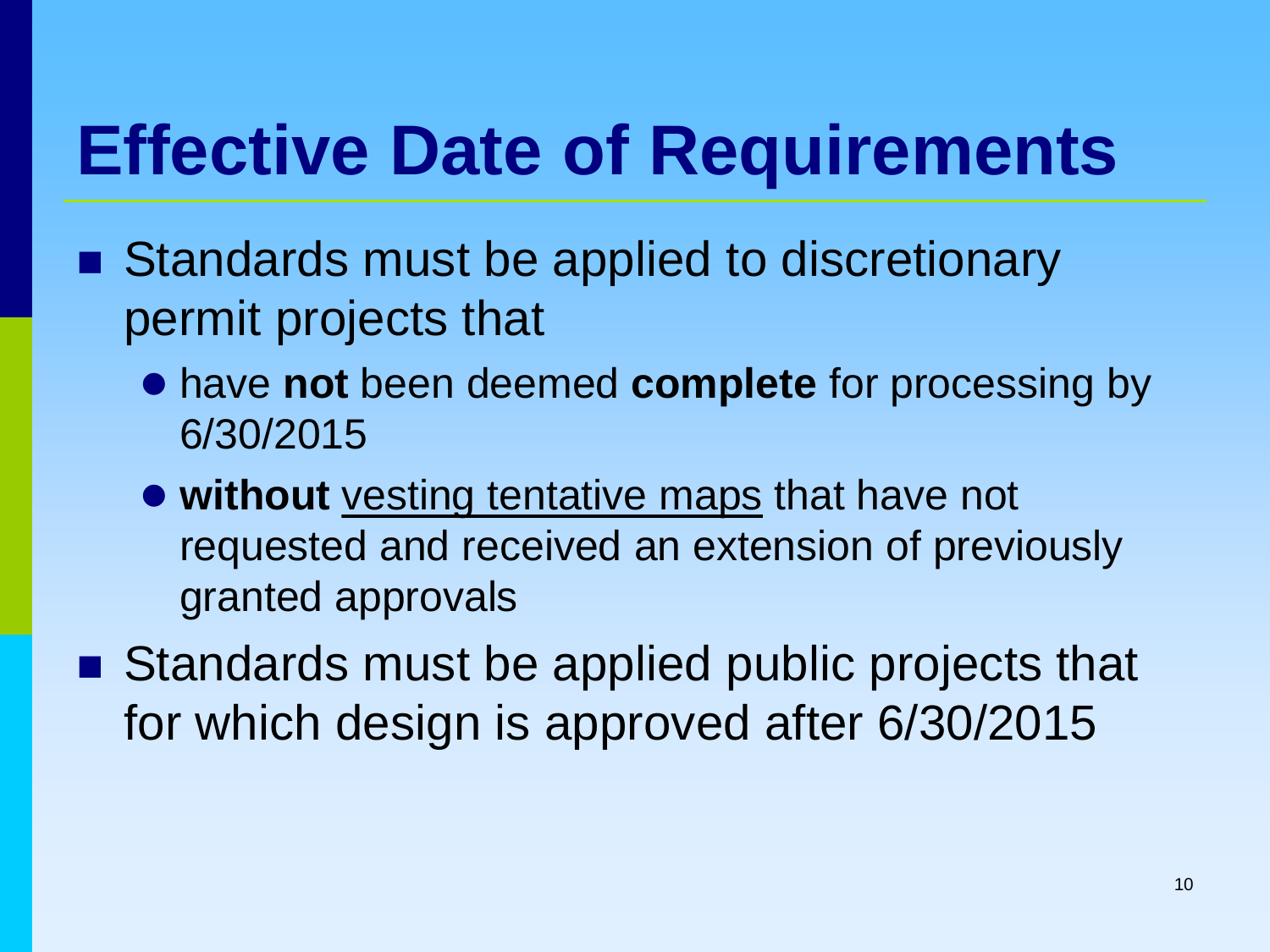# Effective Date of Requirements

- Standards must be applied to discretionary permit projects that
  - have **not** been deemed **complete** for processing by 6/30/2015
  - **without** <u>vesting tentative maps</u> that have not requested and received an extension of previously granted approvals
- Standards must be applied public projects that for which design is approved after 6/30/2015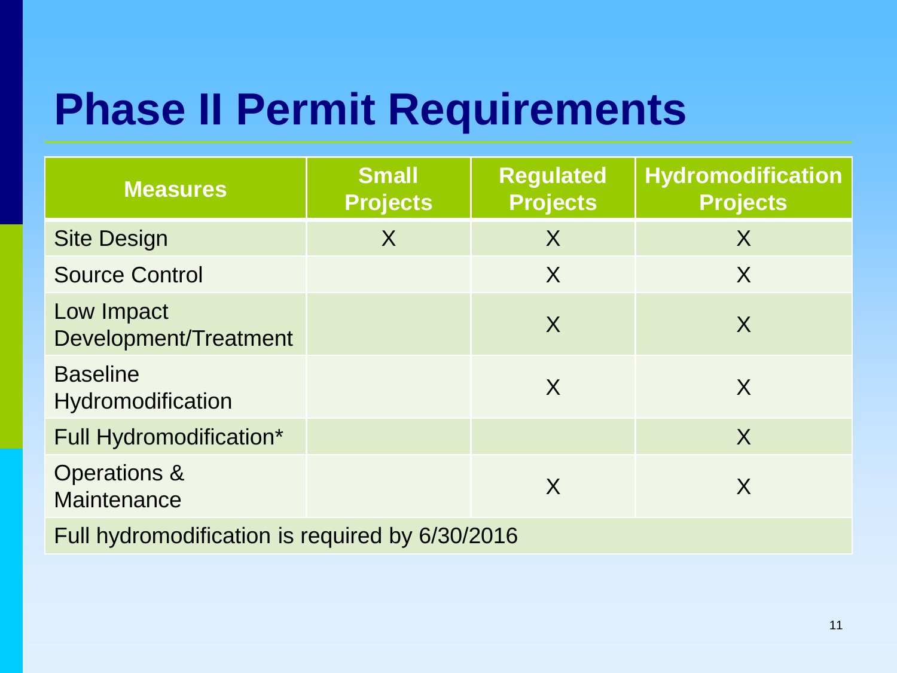# Phase II Permit Requirements

| Measures | Small Projects | Regulated Projects | Hydromodification Projects |
|---|---|---|---|
| Site Design | X | X | X |
| Source Control | | X | X |
| Low Impact Development/Treatment | | X | X |
| Baseline Hydromodification | | X | X |
| Full Hydromodification* | | | X |
| Operations & Maintenance | | X | X |
| Full hydromodification is required by 6/30/2016 | | | |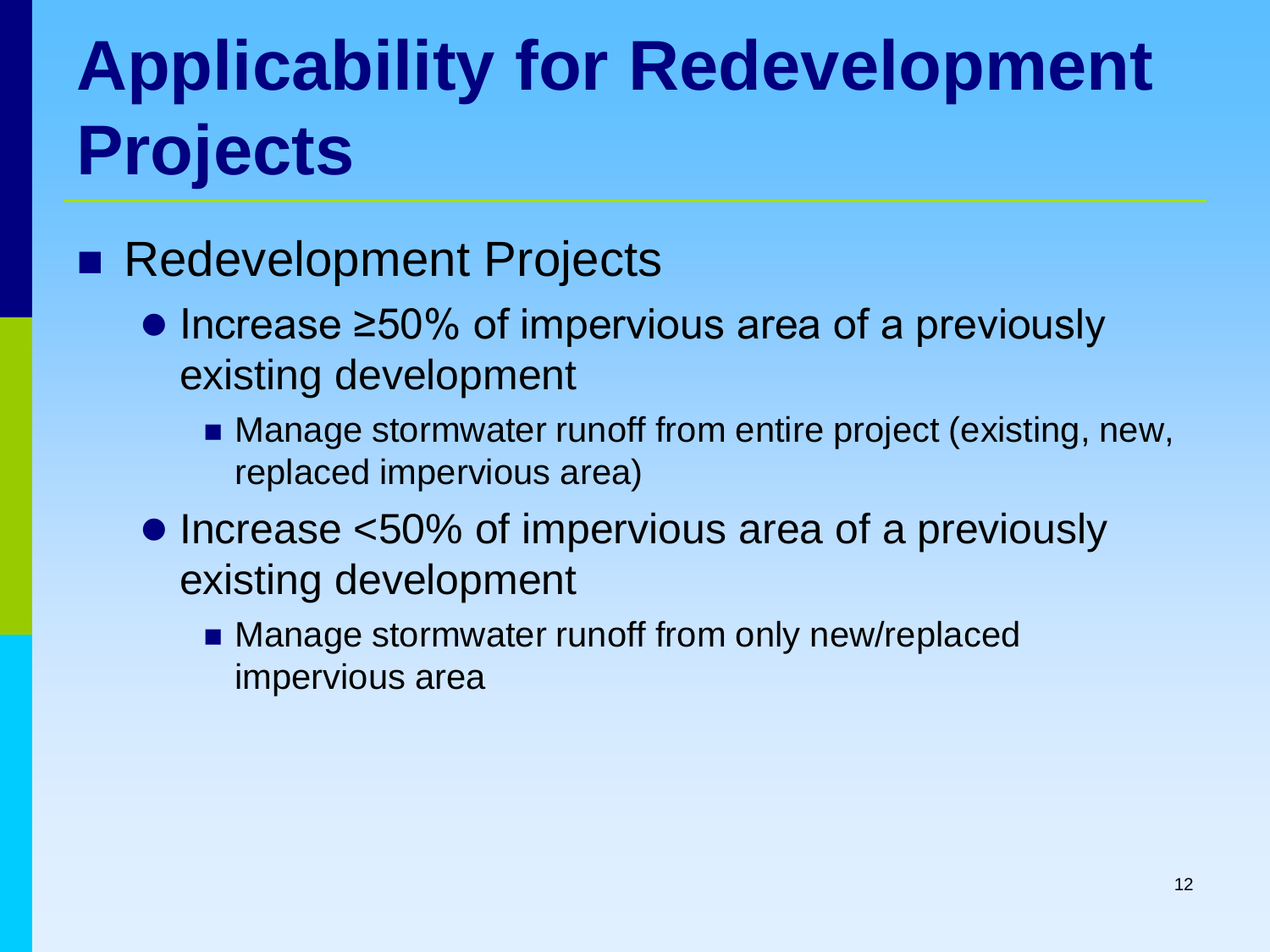# Applicability for Redevelopment Projects

- Redevelopment Projects
  - Increase ≥50% of impervious area of a previously existing development
    - Manage stormwater runoff from entire project (existing, new, replaced impervious area)
  - Increase <50% of impervious area of a previously existing development
    - Manage stormwater runoff from only new/replaced impervious area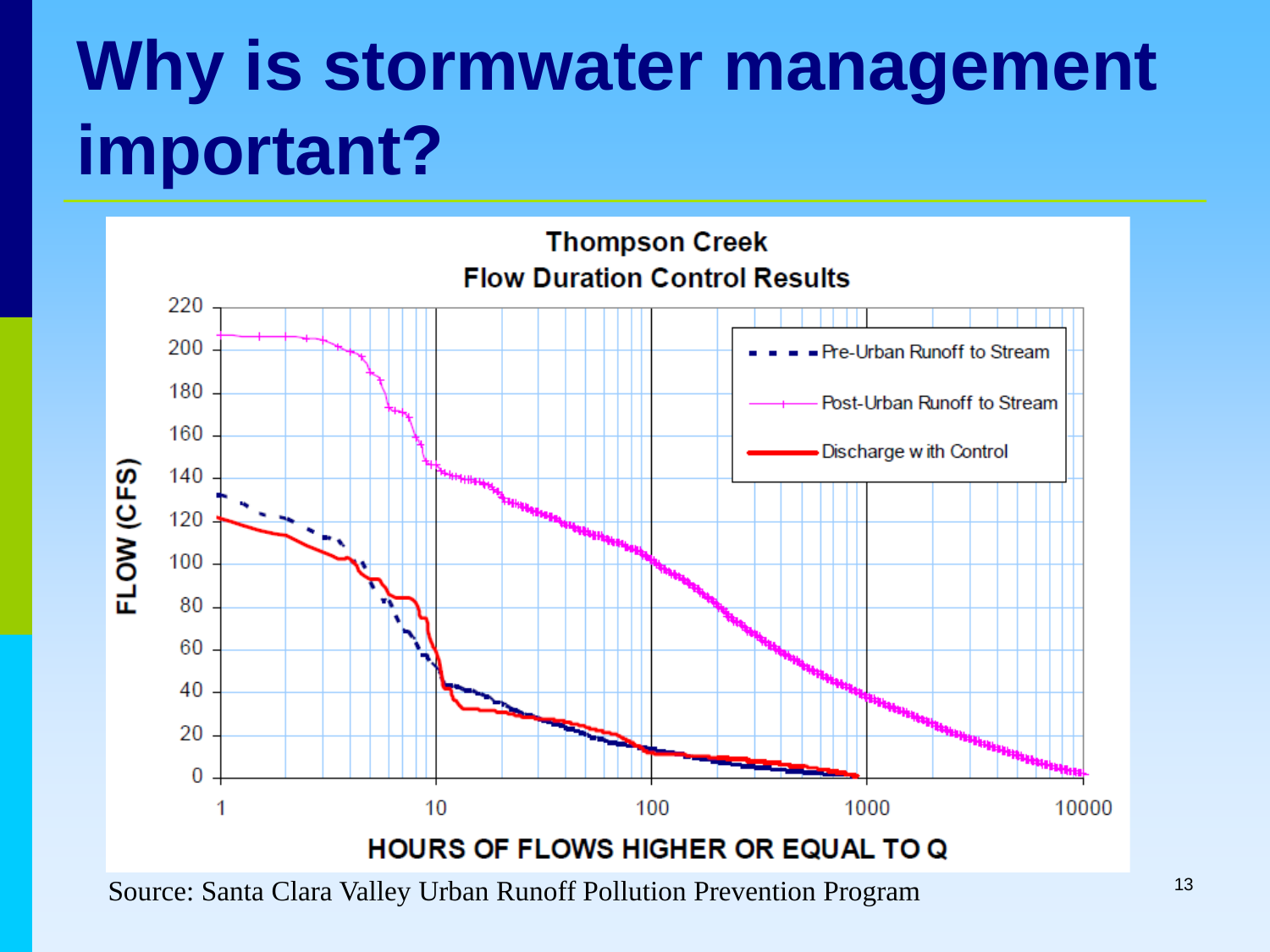# Why is stormwater management important?

**Thompson Creek**
**Flow Duration Control Results**

Source: Santa Clara Valley Urban Runoff Pollution Prevention Program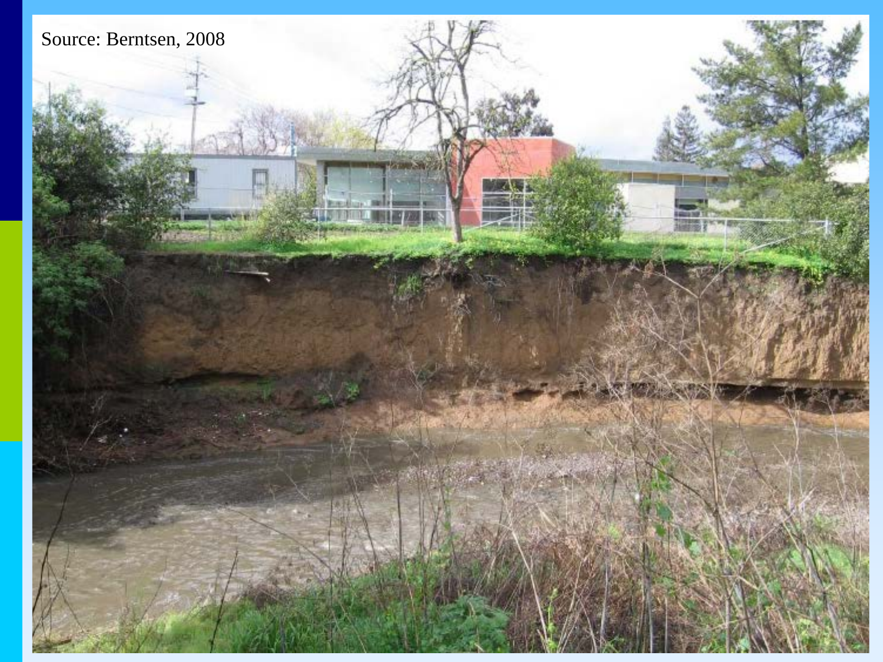Source: Berntsen, 2008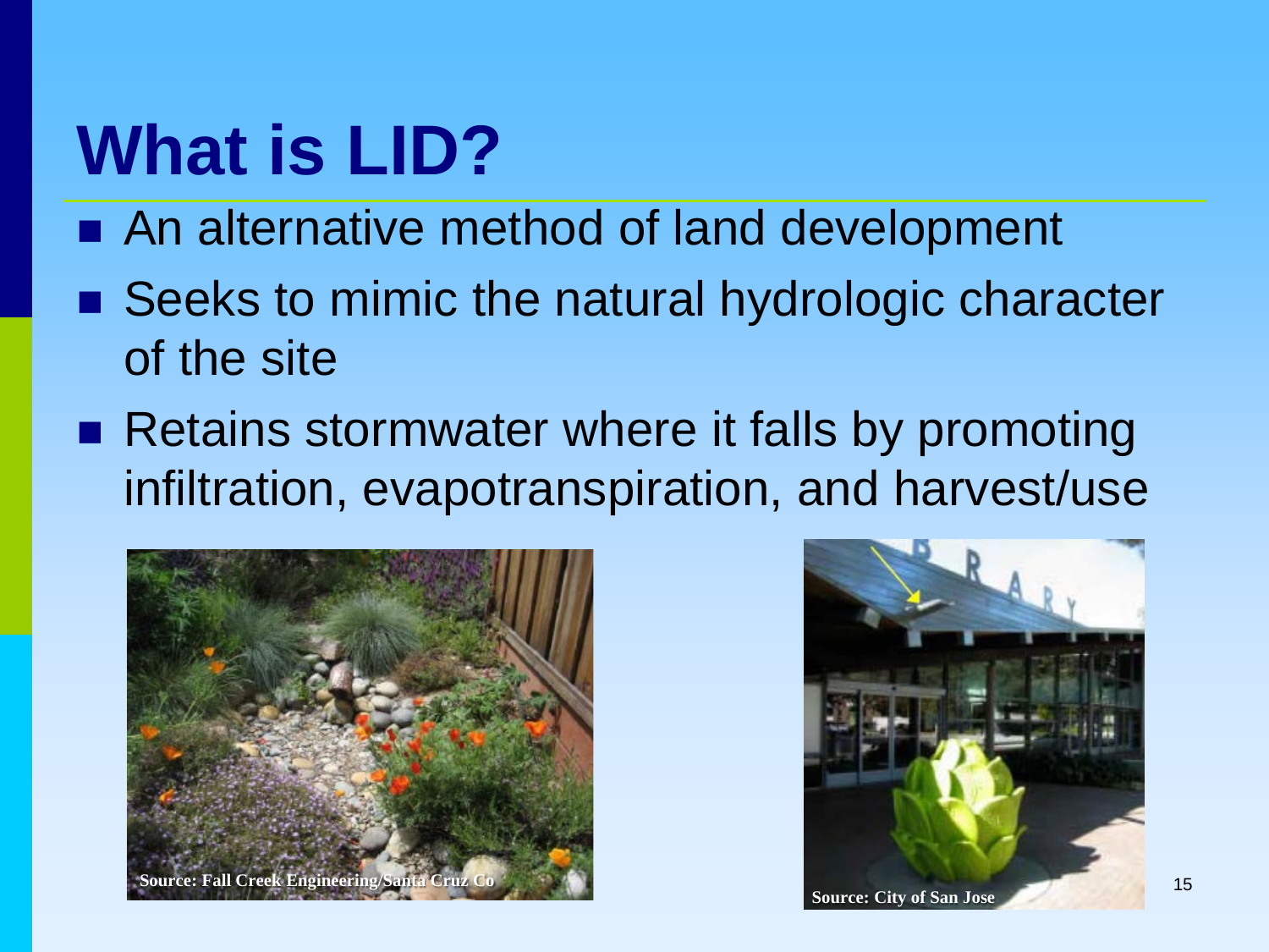# What is LID?

- An alternative method of land development
- Seeks to mimic the natural hydrologic character of the site
- Retains stormwater where it falls by promoting infiltration, evapotranspiration, and harvest/use

Source: Fall Creek Engineering/Santa Cruz Co

Source: City of San Jose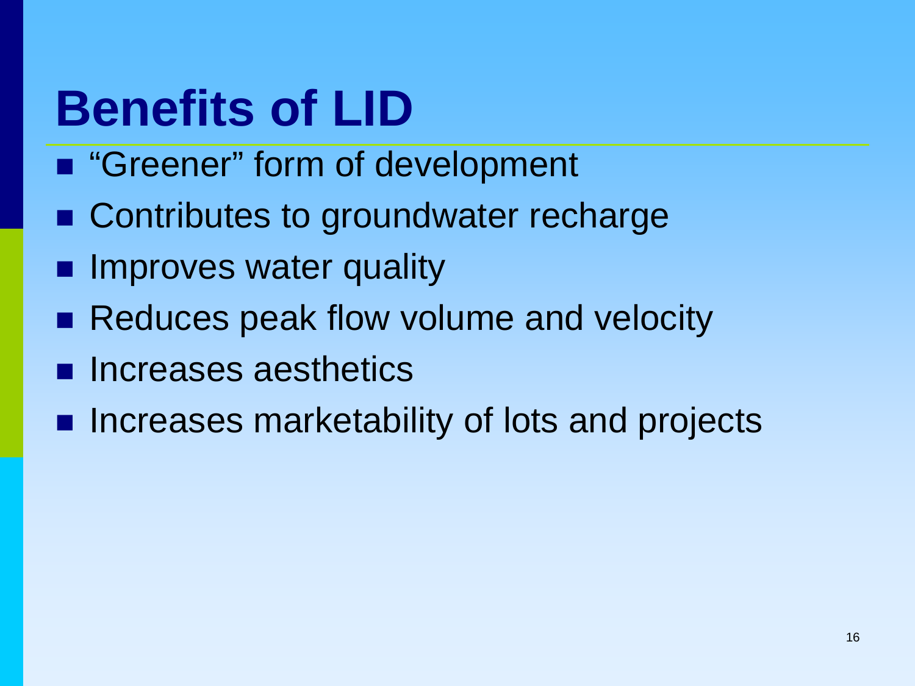# Benefits of LID

- "Greener" form of development
- Contributes to groundwater recharge
- Improves water quality
- Reduces peak flow volume and velocity
- Increases aesthetics
- Increases marketability of lots and projects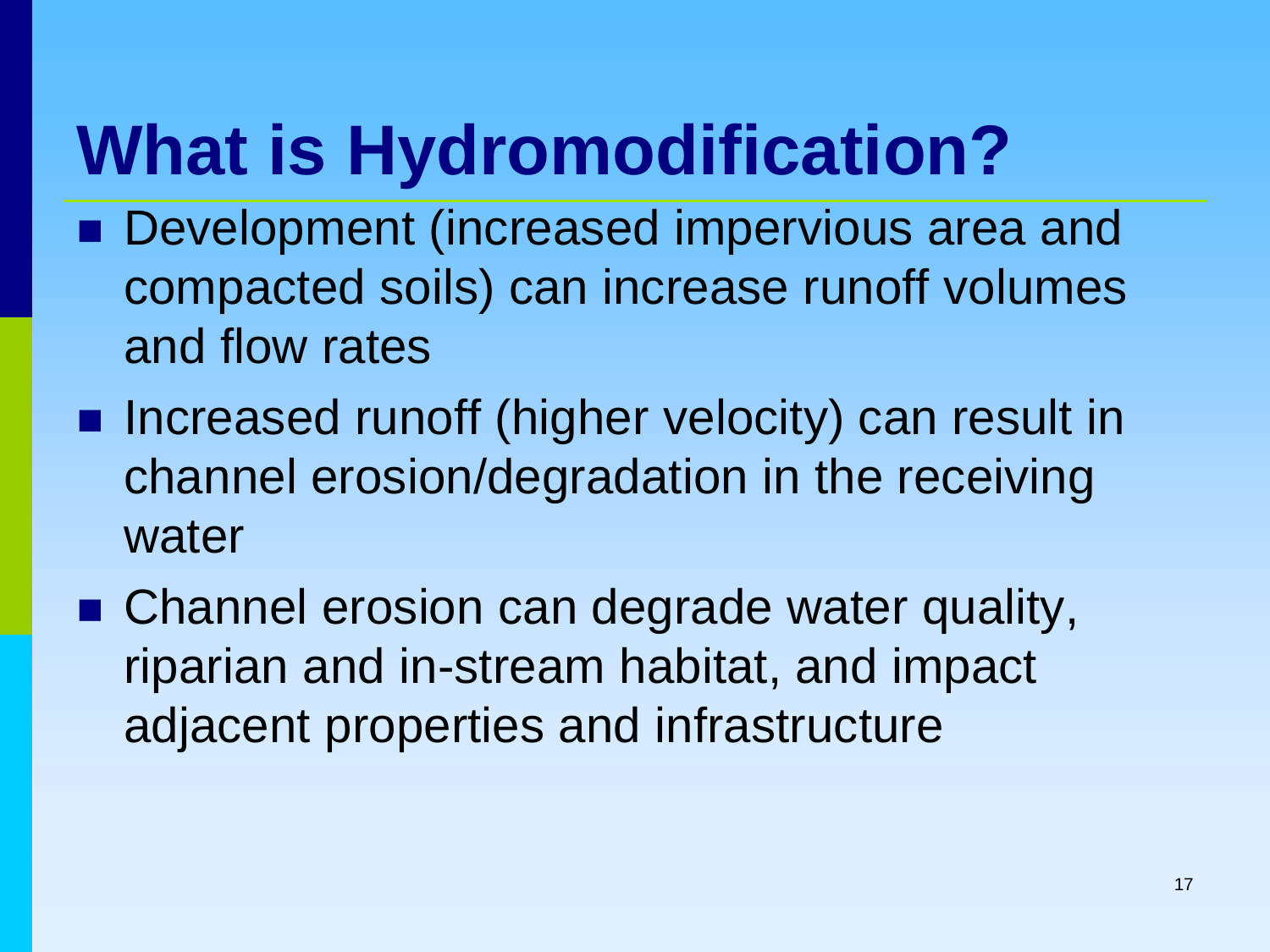# What is Hydromodification?

- Development (increased impervious area and compacted soils) can increase runoff volumes and flow rates
- Increased runoff (higher velocity) can result in channel erosion/degradation in the receiving water
- Channel erosion can degrade water quality, riparian and in-stream habitat, and impact adjacent properties and infrastructure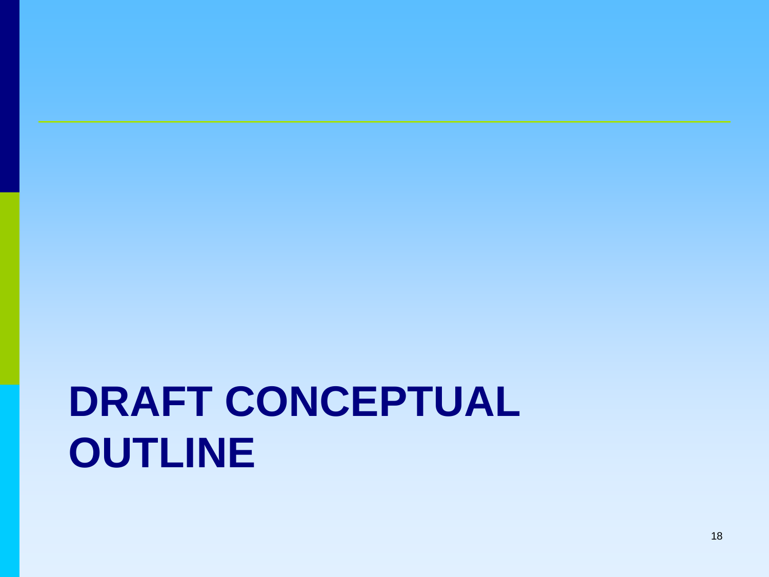# DRAFT CONCEPTUAL OUTLINE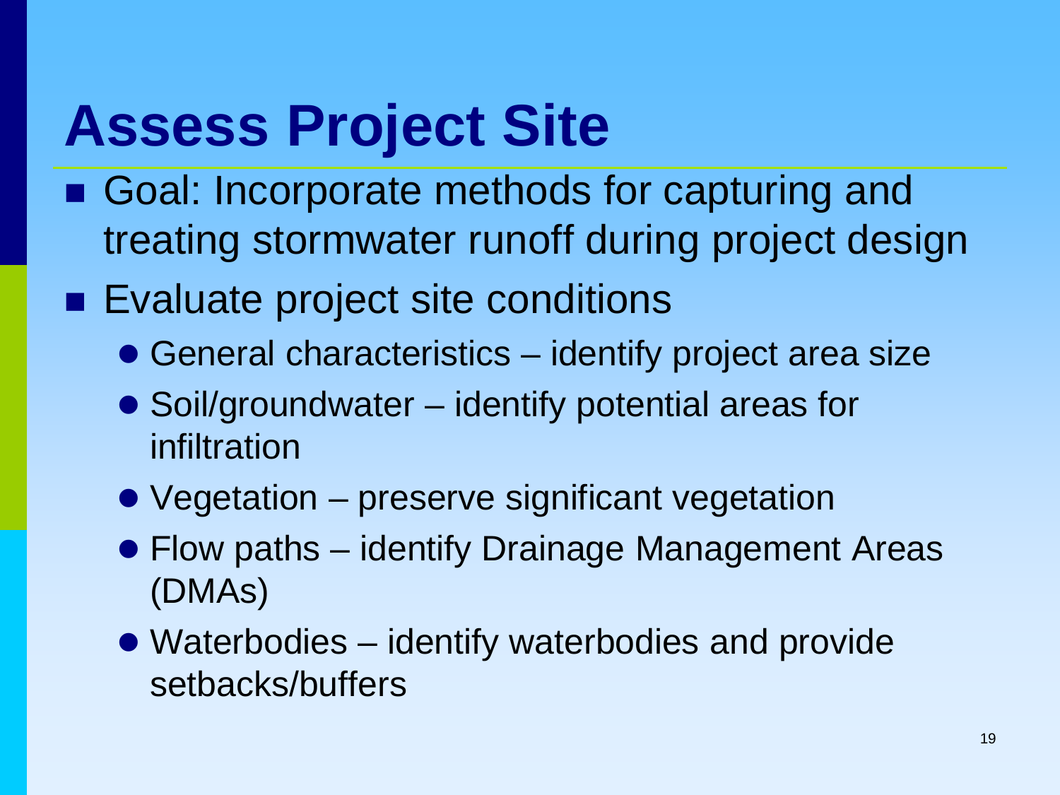# Assess Project Site

- Goal: Incorporate methods for capturing and treating stormwater runoff during project design
- Evaluate project site conditions
  - General characteristics – identify project area size
  - Soil/groundwater – identify potential areas for infiltration
  - Vegetation – preserve significant vegetation
  - Flow paths – identify Drainage Management Areas (DMAs)
  - Waterbodies – identify waterbodies and provide setbacks/buffers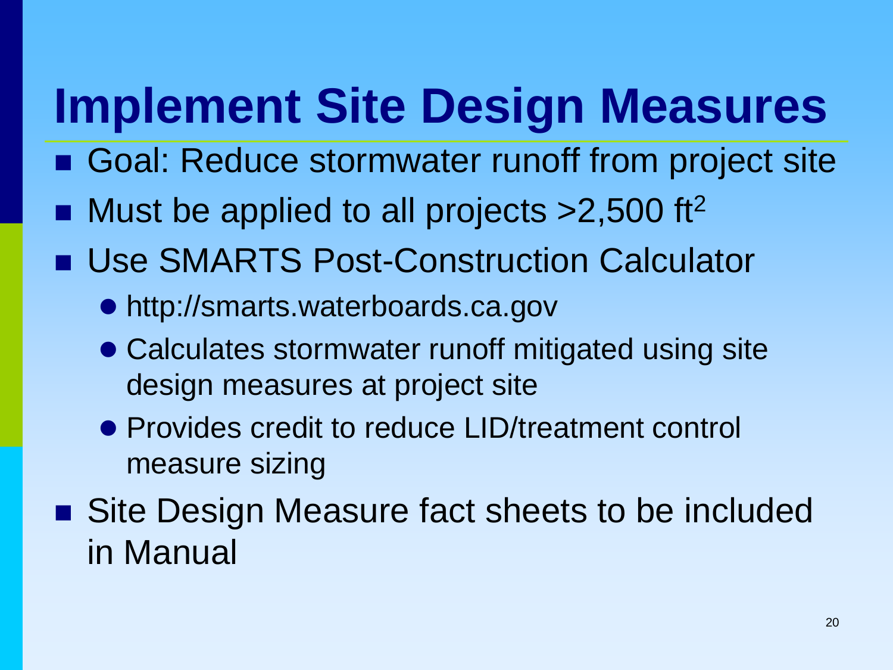# Implement Site Design Measures

- Goal: Reduce stormwater runoff from project site
- Must be applied to all projects >2,500 $ft^2$
- Use SMARTS Post-Construction Calculator
  - http://smarts.waterboards.ca.gov
  - Calculates stormwater runoff mitigated using site design measures at project site
  - Provides credit to reduce LID/treatment control measure sizing
- Site Design Measure fact sheets to be included in Manual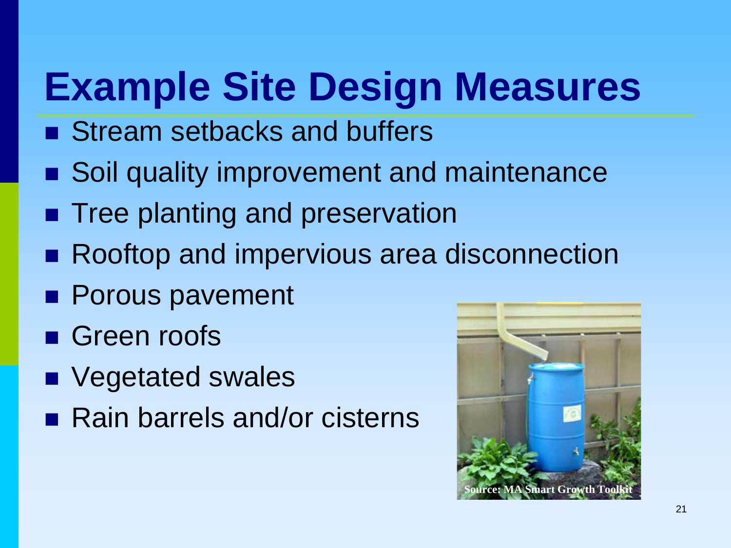# Example Site Design Measures

- Stream setbacks and buffers
- Soil quality improvement and maintenance
- Tree planting and preservation
- Rooftop and impervious area disconnection
- Porous pavement
- Green roofs
- Vegetated swales
- Rain barrels and/or cisterns

Source: MA Smart Growth Toolkit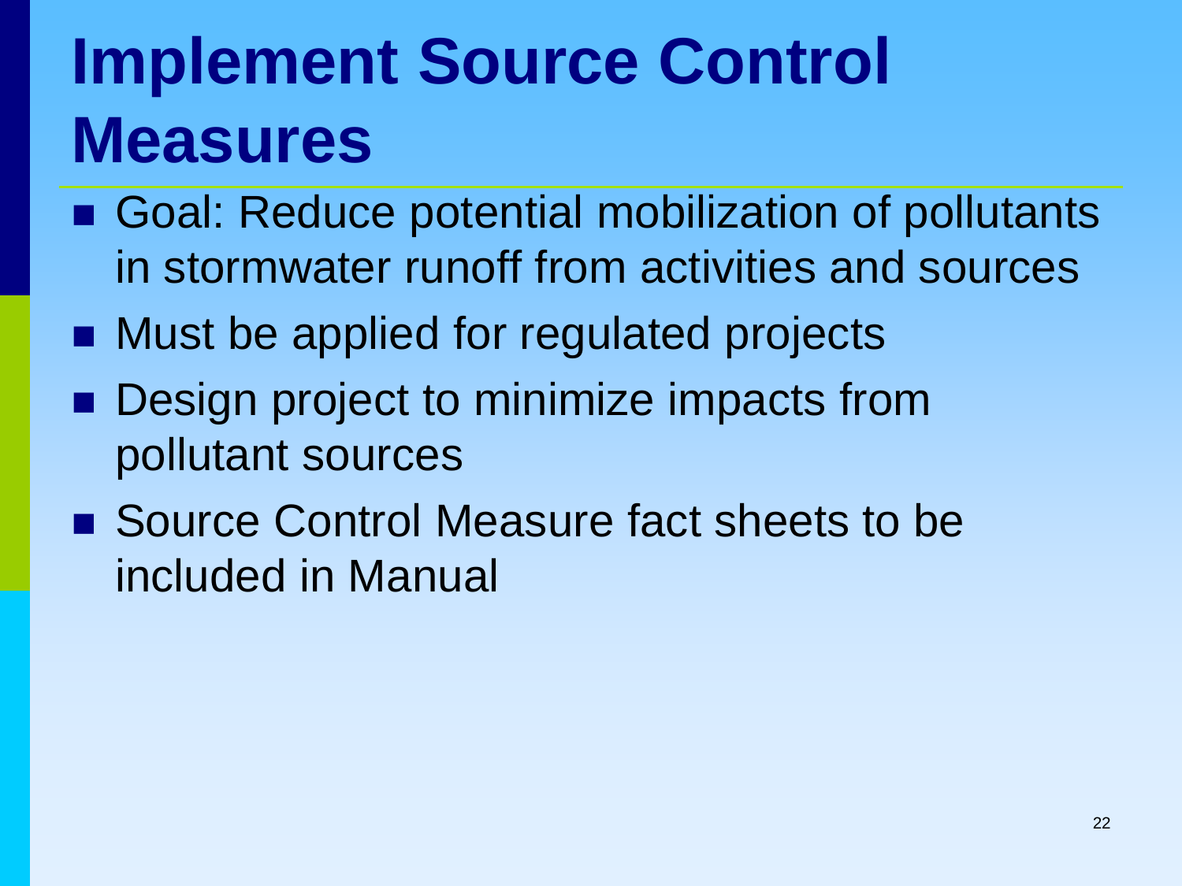# Implement Source Control Measures

- Goal: Reduce potential mobilization of pollutants in stormwater runoff from activities and sources
- Must be applied for regulated projects
- Design project to minimize impacts from pollutant sources
- Source Control Measure fact sheets to be included in Manual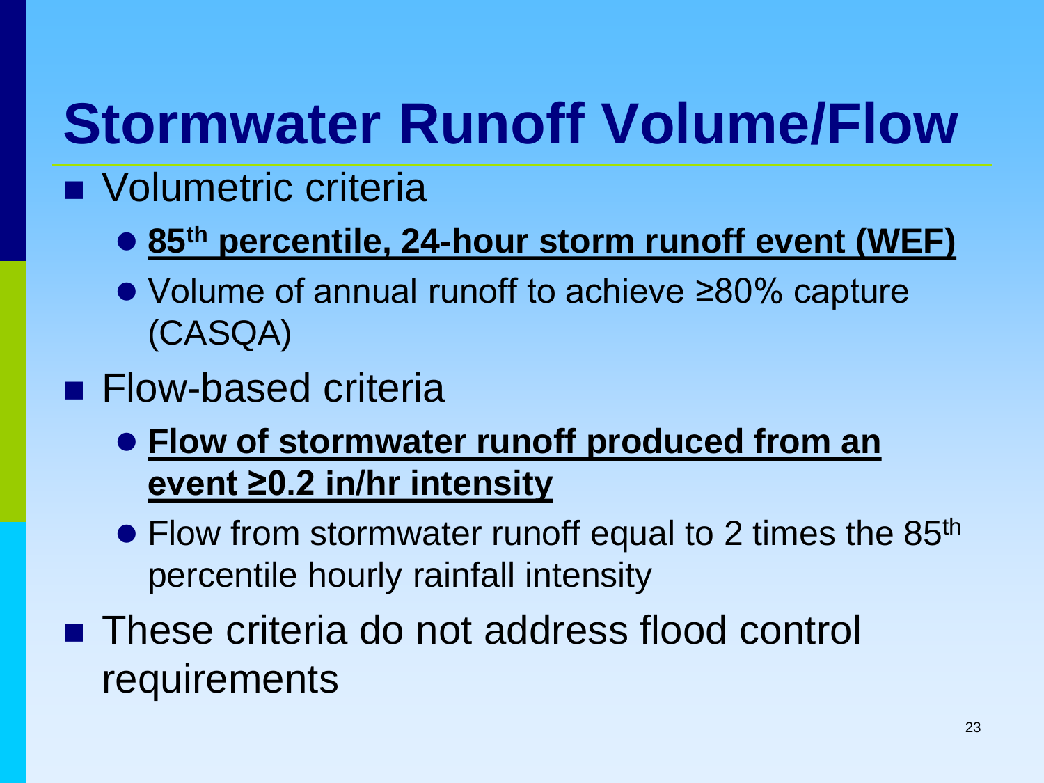# Stormwater Runoff Volume/Flow

- Volumetric criteria
  - **<u>85th percentile, 24-hour storm runoff event (WEF)</u>**
  - Volume of annual runoff to achieve ≥80% capture (CASQA)
- Flow-based criteria
  - **<u>Flow of stormwater runoff produced from an event ≥0.2 in/hr intensity</u>**
  - Flow from stormwater runoff equal to 2 times the 85th percentile hourly rainfall intensity
- These criteria do not address flood control requirements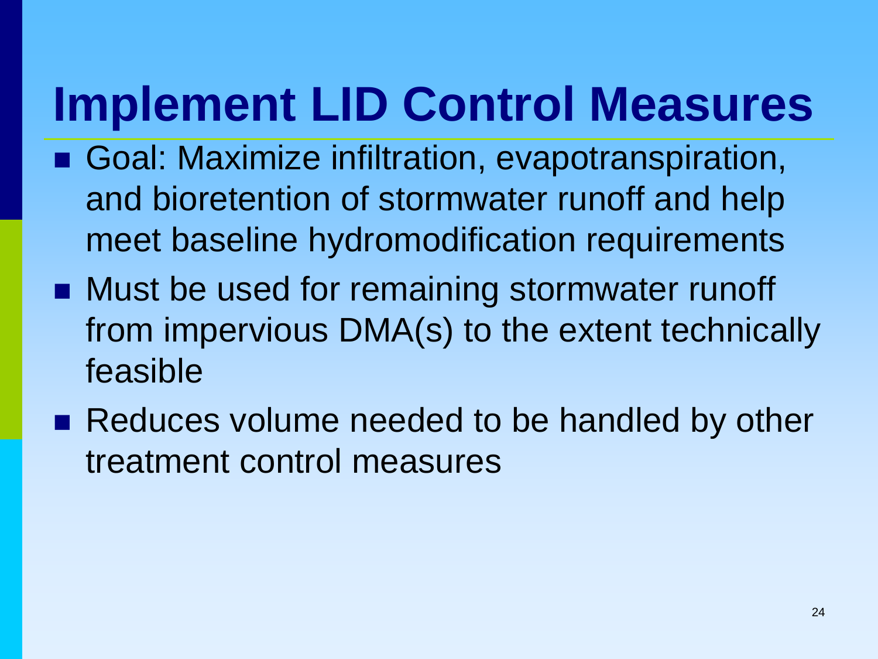# Implement LID Control Measures

- Goal: Maximize infiltration, evapotranspiration, and bioretention of stormwater runoff and help meet baseline hydromodification requirements
- Must be used for remaining stormwater runoff from impervious DMA(s) to the extent technically feasible
- Reduces volume needed to be handled by other treatment control measures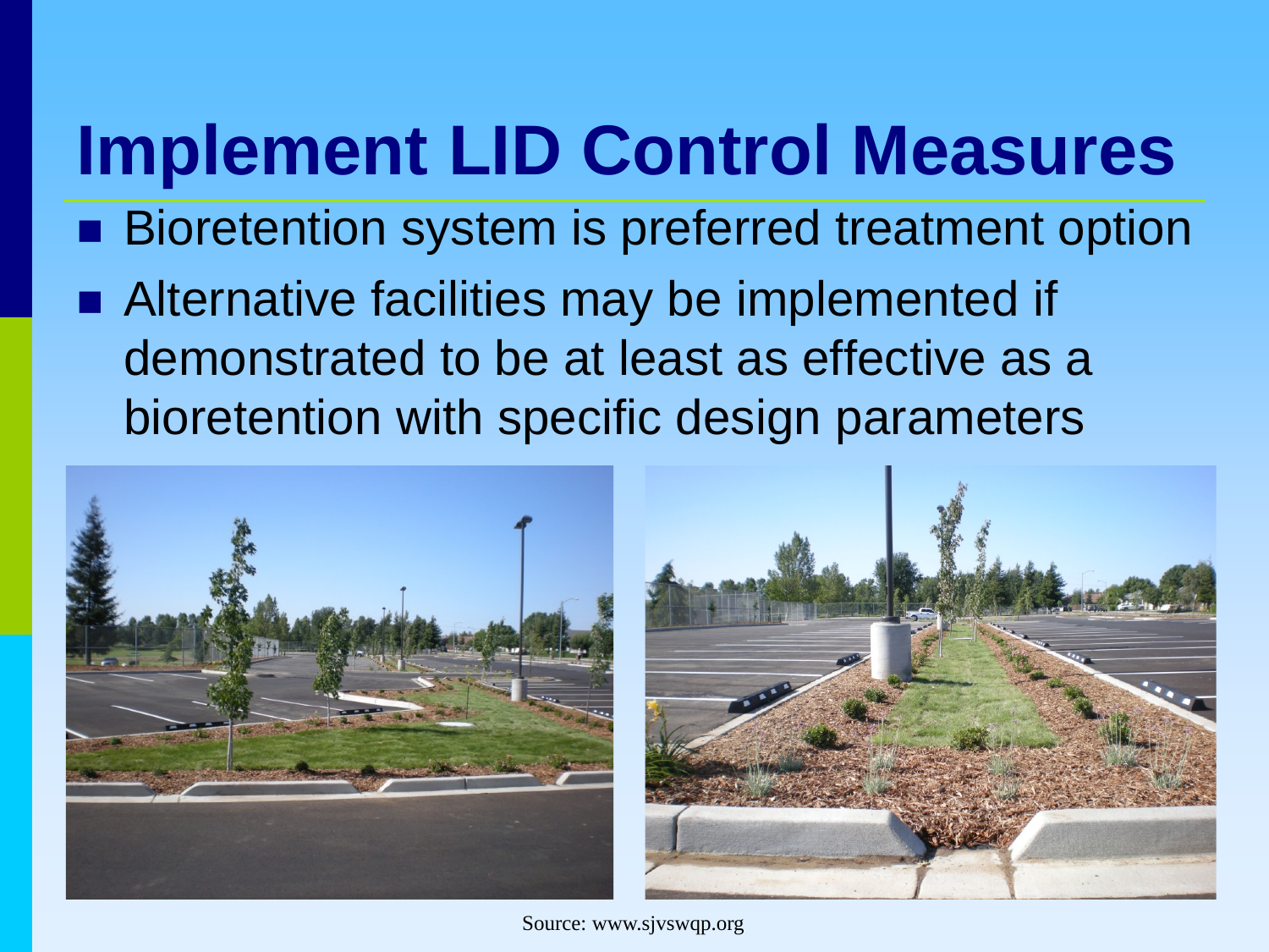# Implement LID Control Measures

- Bioretention system is preferred treatment option
- Alternative facilities may be implemented if demonstrated to be at least as effective as a bioretention with specific design parameters

Source: www.sjvswqp.org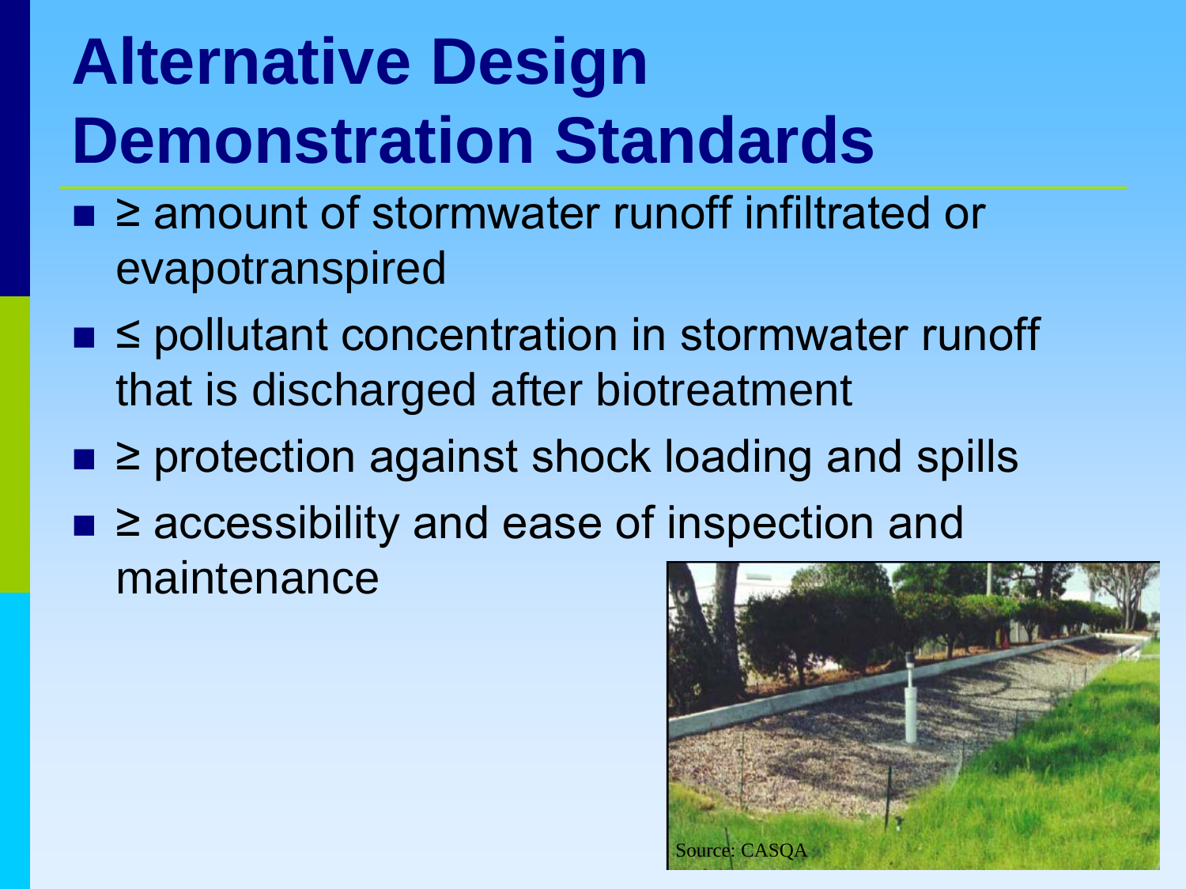# Alternative Design Demonstration Standards

- ≥ amount of stormwater runoff infiltrated or evapotranspired
- ≤ pollutant concentration in stormwater runoff that is discharged after biotreatment
- ≥ protection against shock loading and spills
- ≥ accessibility and ease of inspection and maintenance

Source: CASQA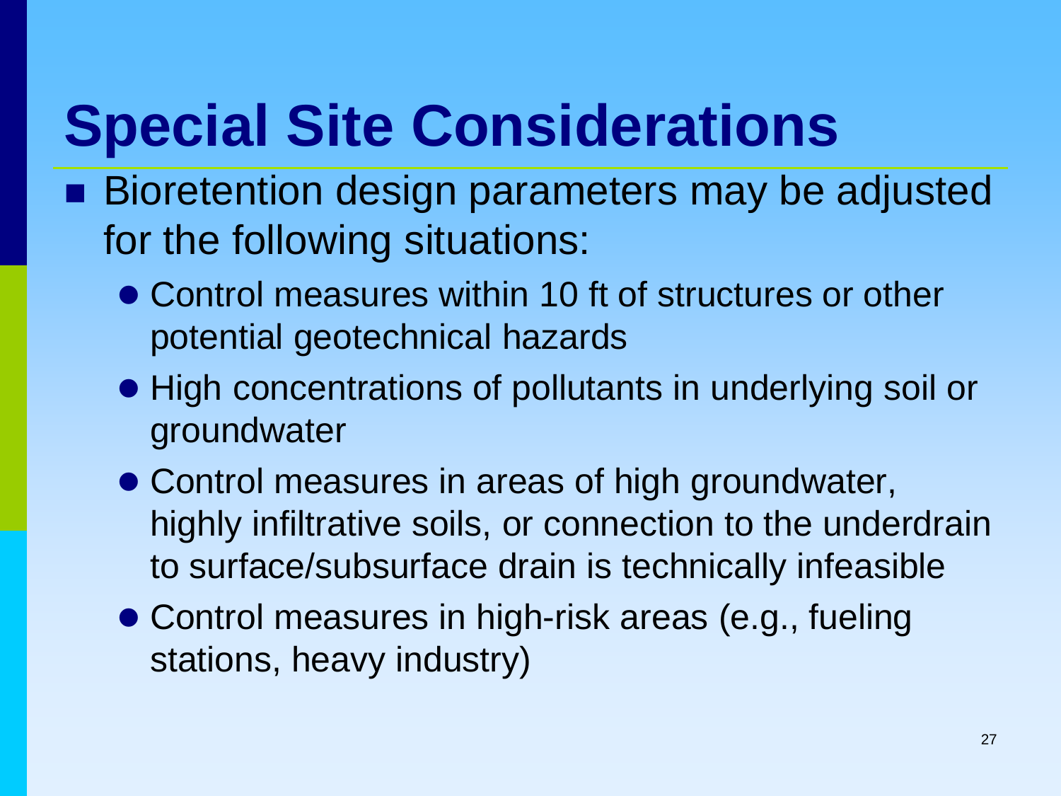# Special Site Considerations

- Bioretention design parameters may be adjusted for the following situations:
  - Control measures within 10 ft of structures or other potential geotechnical hazards
  - High concentrations of pollutants in underlying soil or groundwater
  - Control measures in areas of high groundwater, highly infiltrative soils, or connection to the underdrain to surface/subsurface drain is technically infeasible
  - Control measures in high-risk areas (e.g., fueling stations, heavy industry)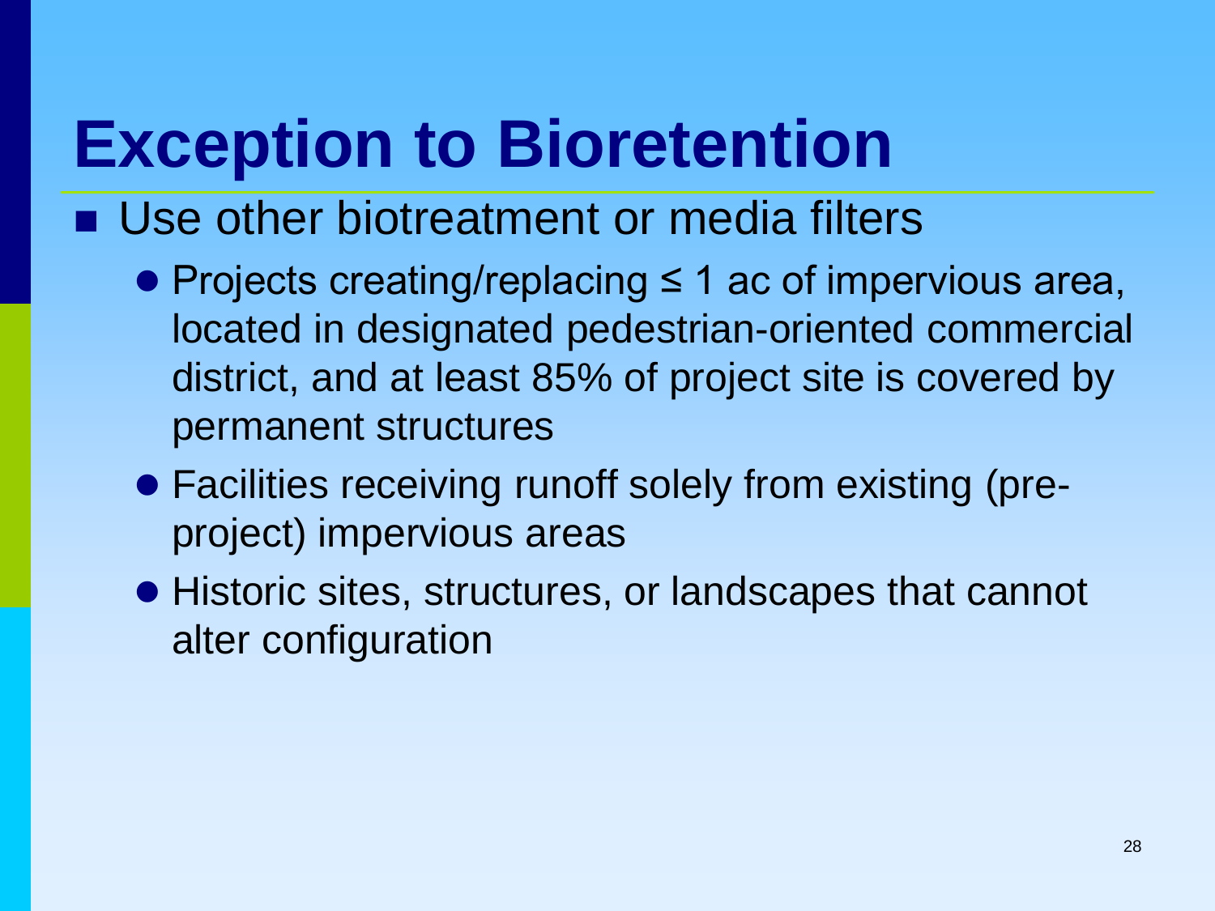# Exception to Bioretention

- Use other biotreatment or media filters
  - Projects creating/replacing ≤ 1 ac of impervious area, located in designated pedestrian-oriented commercial district, and at least 85% of project site is covered by permanent structures
  - Facilities receiving runoff solely from existing (pre-project) impervious areas
  - Historic sites, structures, or landscapes that cannot alter configuration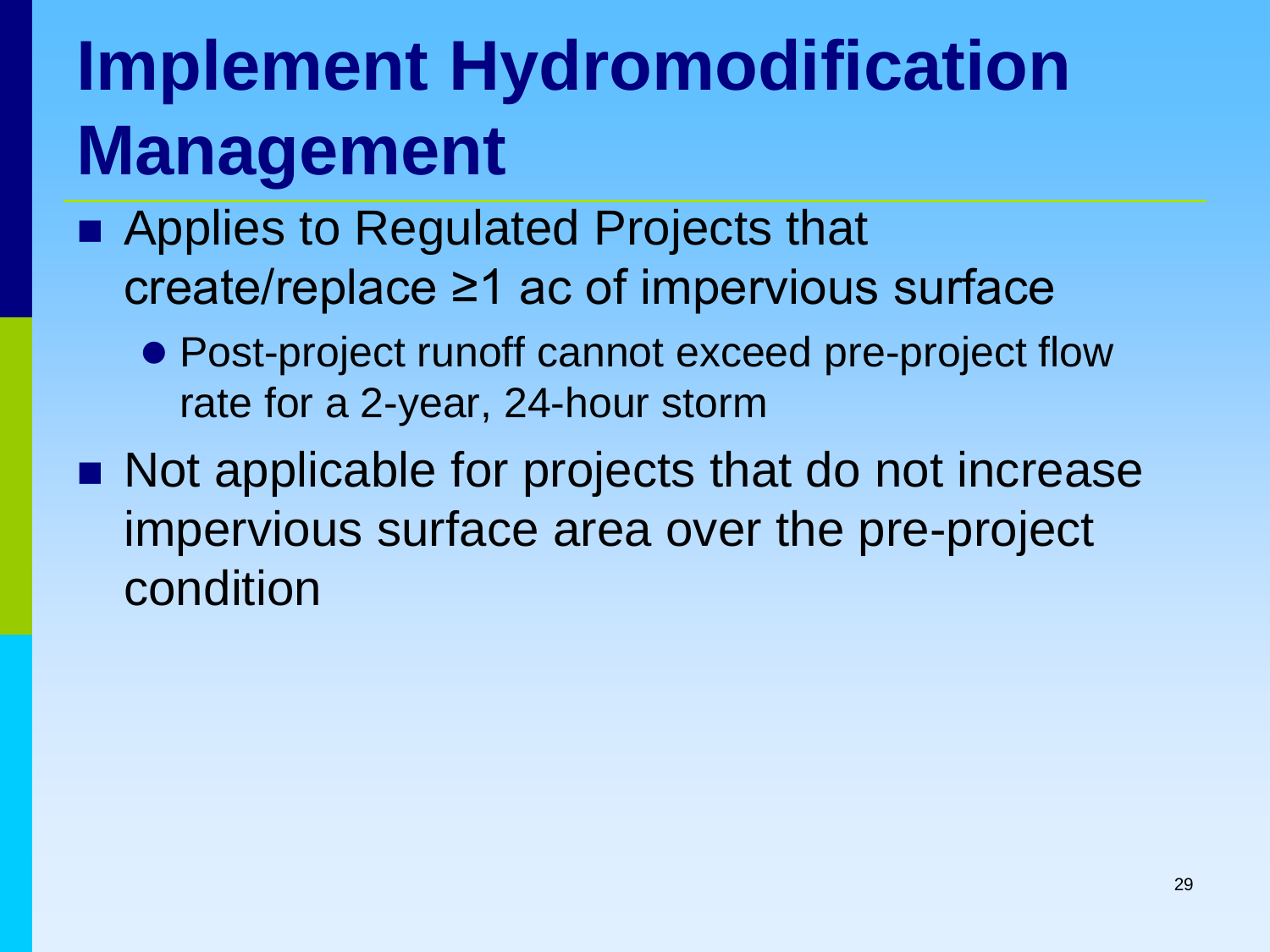# Implement Hydromodification Management

- Applies to Regulated Projects that create/replace ≥1 ac of impervious surface
  - Post-project runoff cannot exceed pre-project flow rate for a 2-year, 24-hour storm
- Not applicable for projects that do not increase impervious surface area over the pre-project condition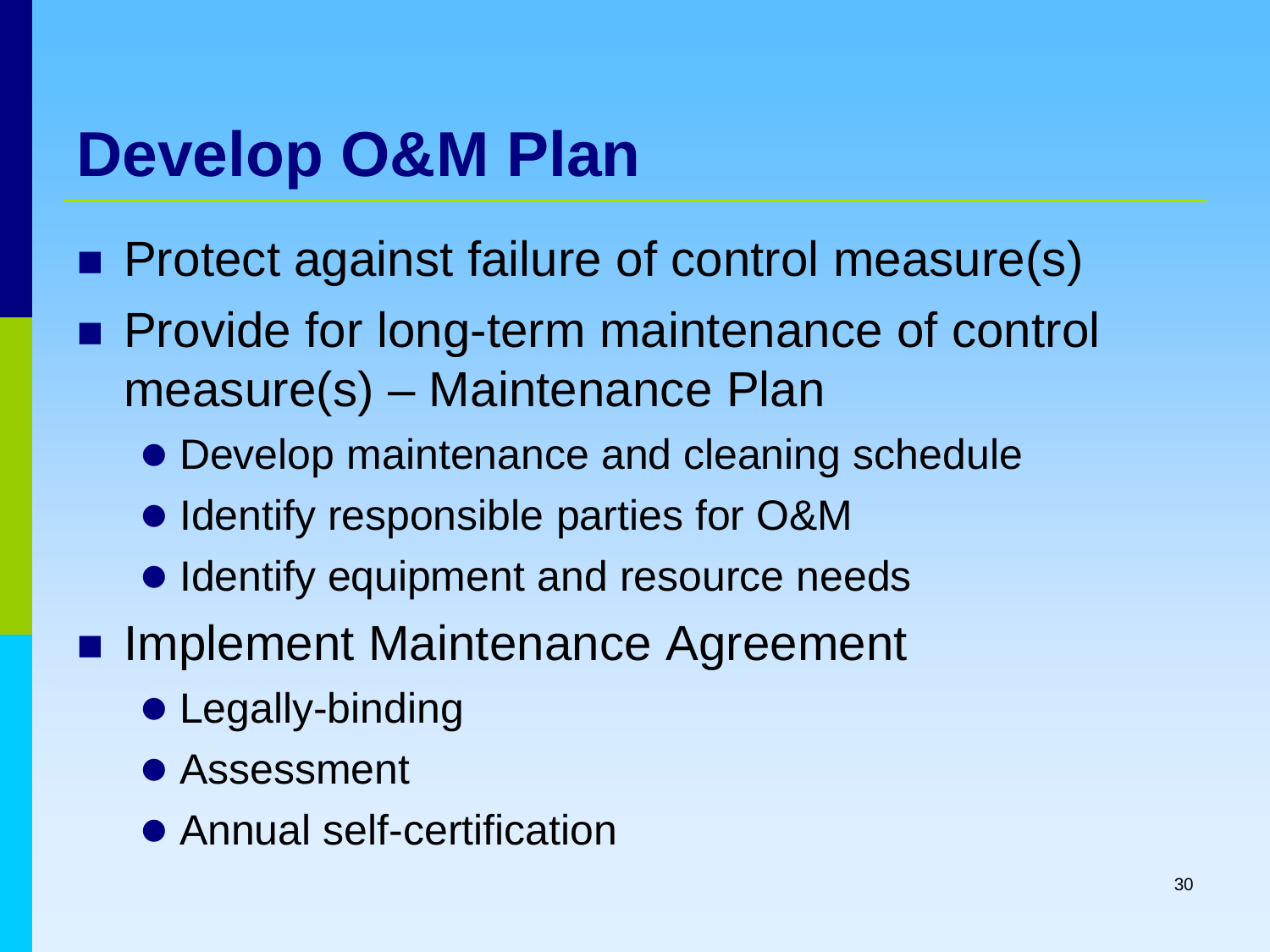# Develop O&M Plan

- Protect against failure of control measure(s)
- Provide for long-term maintenance of control measure(s) – Maintenance Plan
  - Develop maintenance and cleaning schedule
  - Identify responsible parties for O&M
  - Identify equipment and resource needs
- Implement Maintenance Agreement
  - Legally-binding
  - Assessment
  - Annual self-certification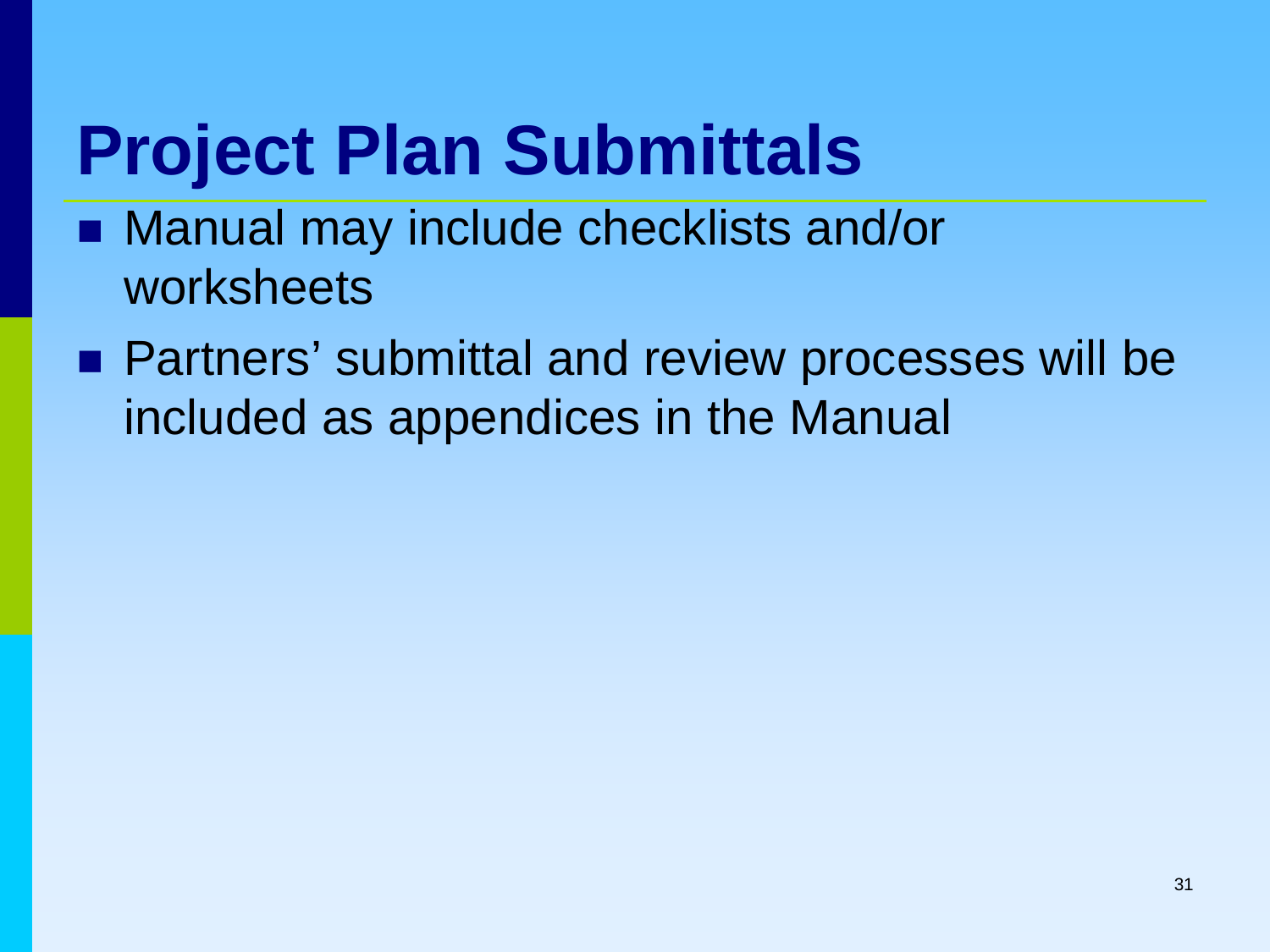# Project Plan Submittals

- Manual may include checklists and/or worksheets
- Partners' submittal and review processes will be included as appendices in the Manual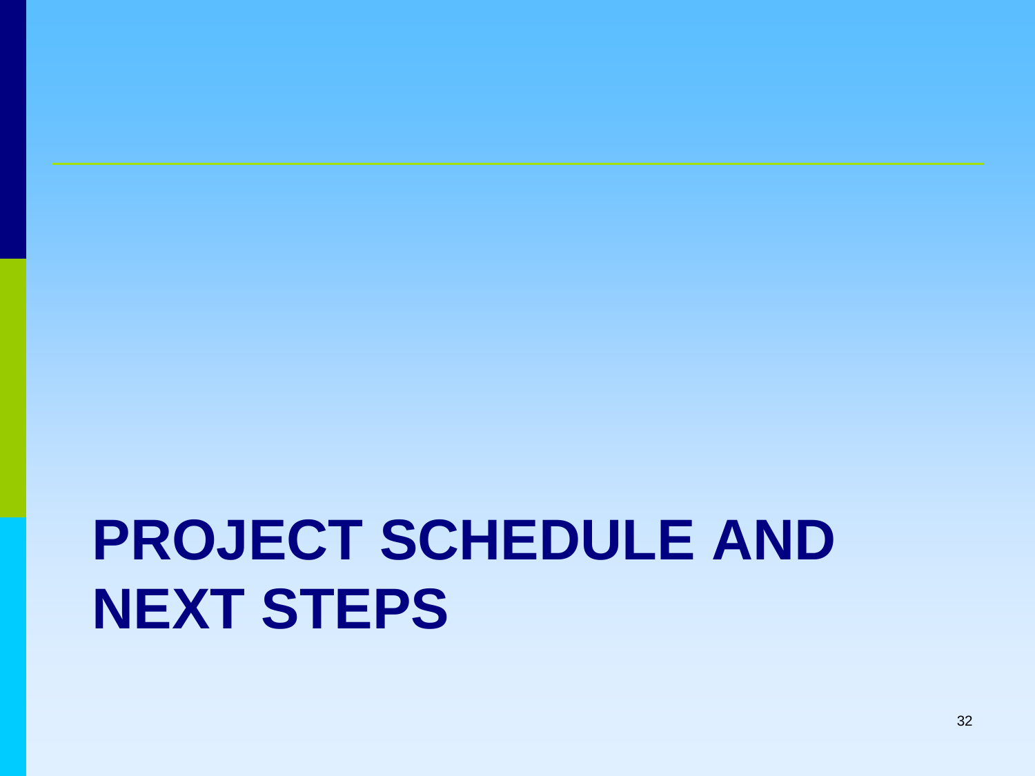# PROJECT SCHEDULE AND NEXT STEPS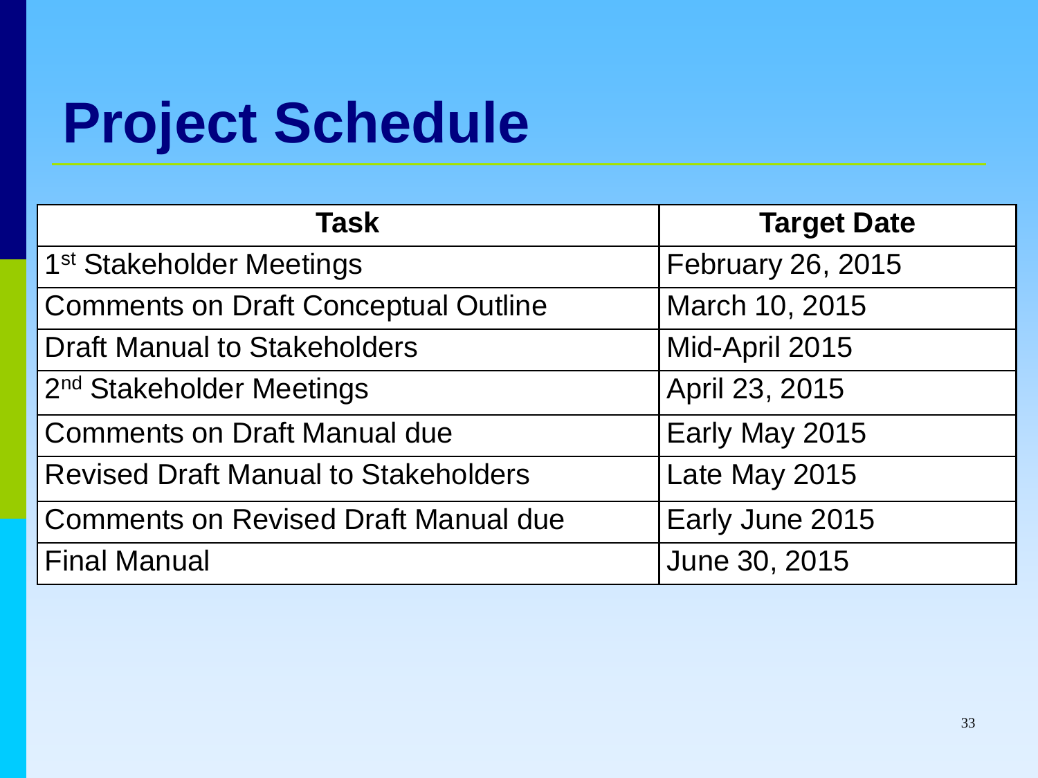# Project Schedule

| Task | Target Date |
| --- | --- |
| 1st Stakeholder Meetings | February 26, 2015 |
| Comments on Draft Conceptual Outline | March 10, 2015 |
| Draft Manual to Stakeholders | Mid-April 2015 |
| 2nd Stakeholder Meetings | April 23, 2015 |
| Comments on Draft Manual due | Early May 2015 |
| Revised Draft Manual to Stakeholders | Late May 2015 |
| Comments on Revised Draft Manual due | Early June 2015 |
| Final Manual | June 30, 2015 |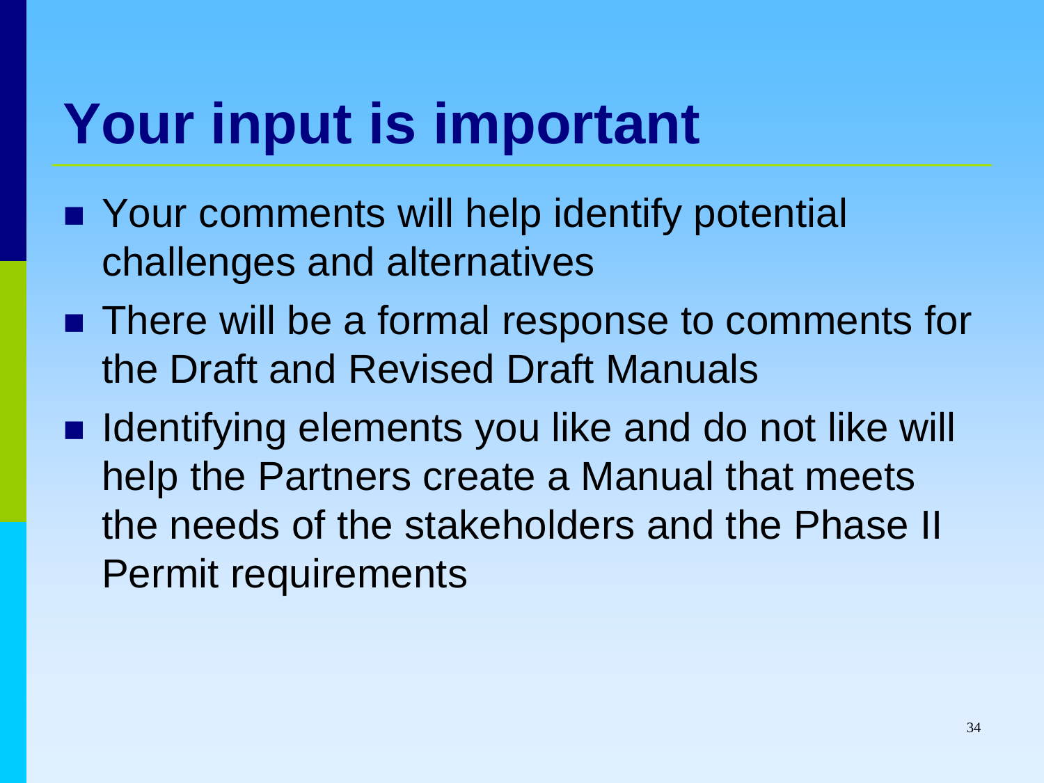# Your input is important

- Your comments will help identify potential challenges and alternatives
- There will be a formal response to comments for the Draft and Revised Draft Manuals
- Identifying elements you like and do not like will help the Partners create a Manual that meets the needs of the stakeholders and the Phase II Permit requirements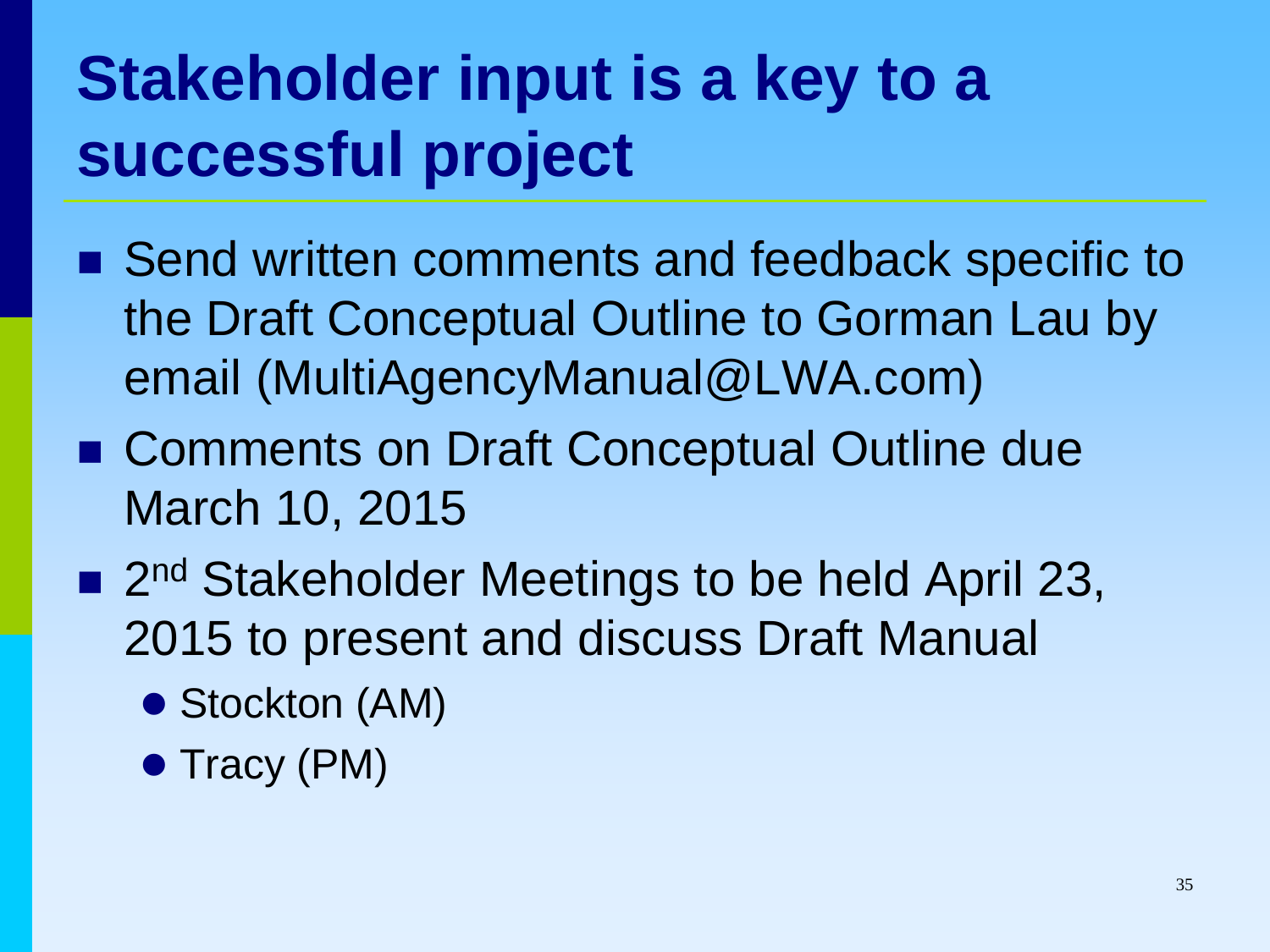# Stakeholder input is a key to a successful project

- Send written comments and feedback specific to the Draft Conceptual Outline to Gorman Lau by email (MultiAgencyManual@LWA.com)
- Comments on Draft Conceptual Outline due March 10, 2015
- 2nd Stakeholder Meetings to be held April 23, 2015 to present and discuss Draft Manual
  - Stockton (AM)
  - Tracy (PM)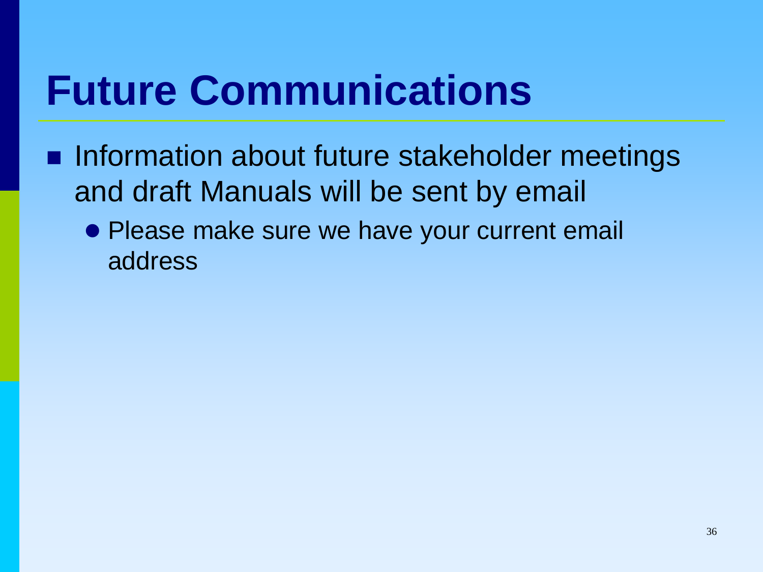# Future Communications

- Information about future stakeholder meetings and draft Manuals will be sent by email
  - Please make sure we have your current email address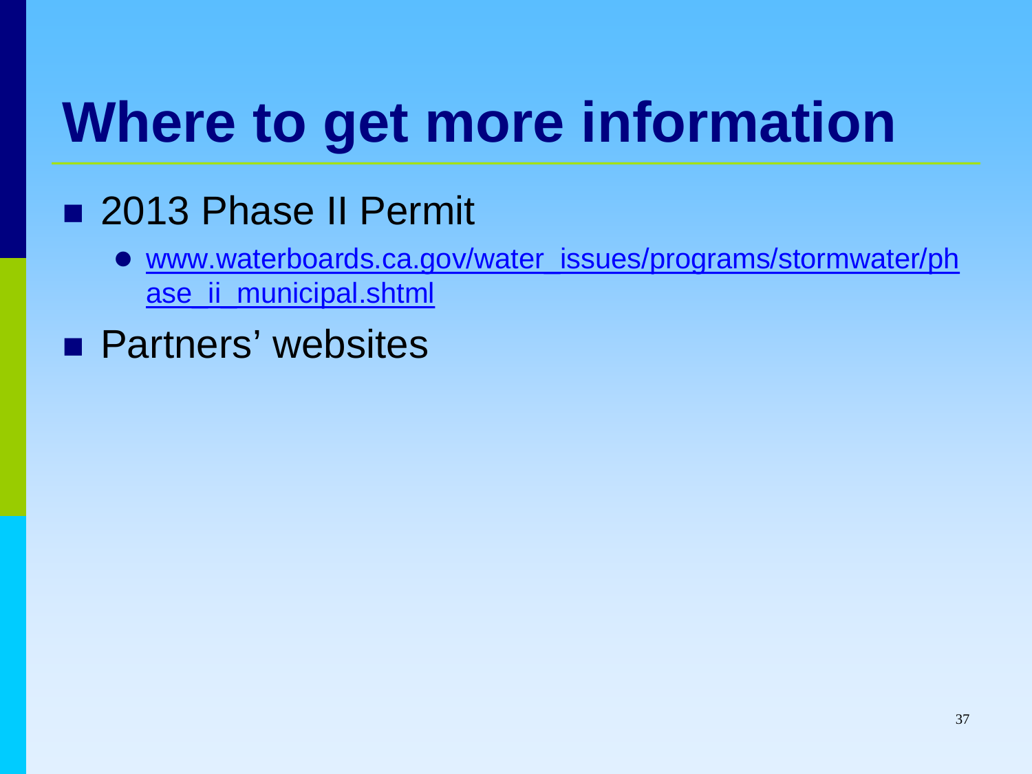# Where to get more information

- 2013 Phase II Permit
  - [www.waterboards.ca.gov/water_issues/programs/stormwater/phase_ii_municipal.shtml](http://www.waterboards.ca.gov/water_issues/programs/stormwater/phase_ii_municipal.shtml)
- Partners' websites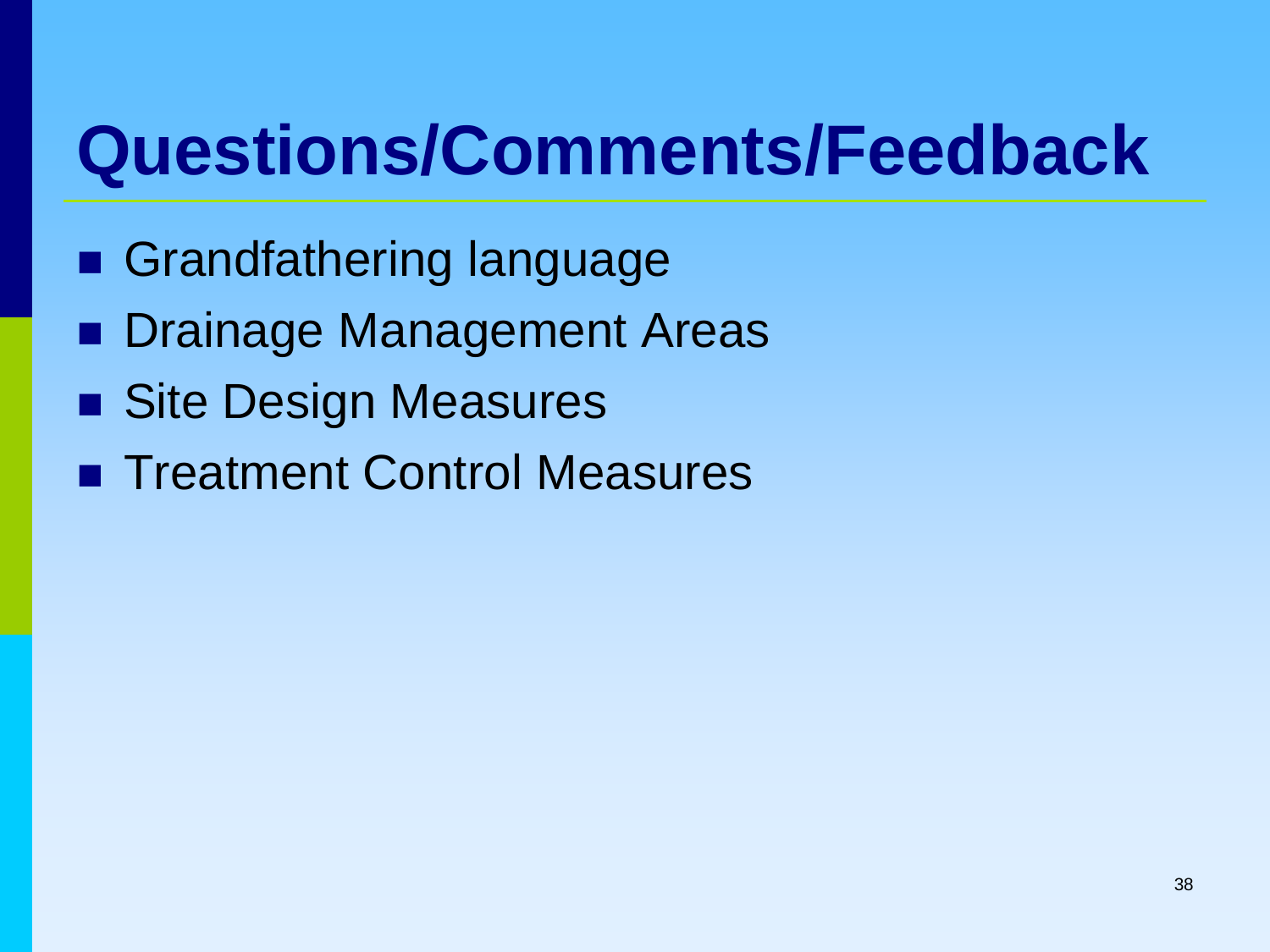# Questions/Comments/Feedback

- Grandfathering language
- Drainage Management Areas
- Site Design Measures
- Treatment Control Measures